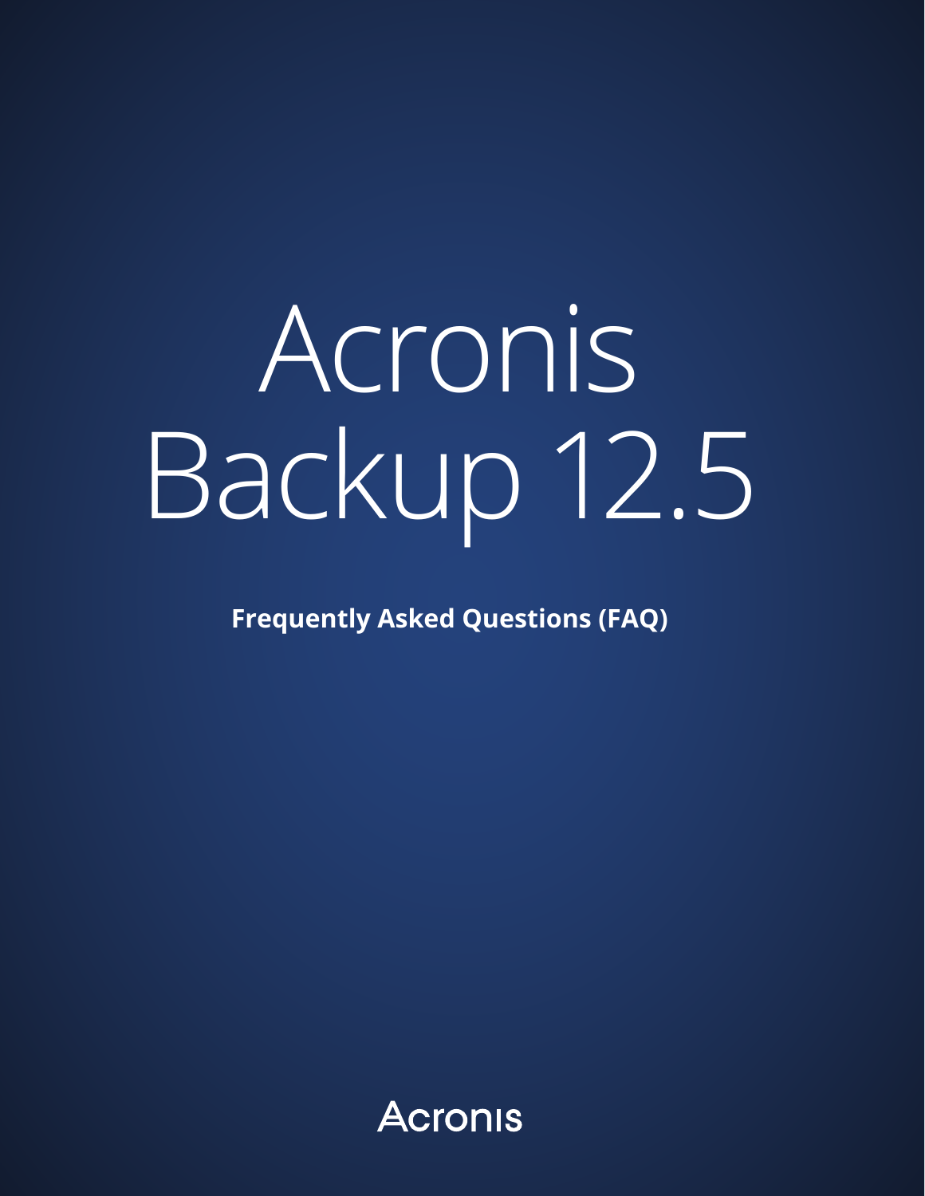# Acronis Backup 12.5

**Frequently Asked Questions (FAQ)**

Acronis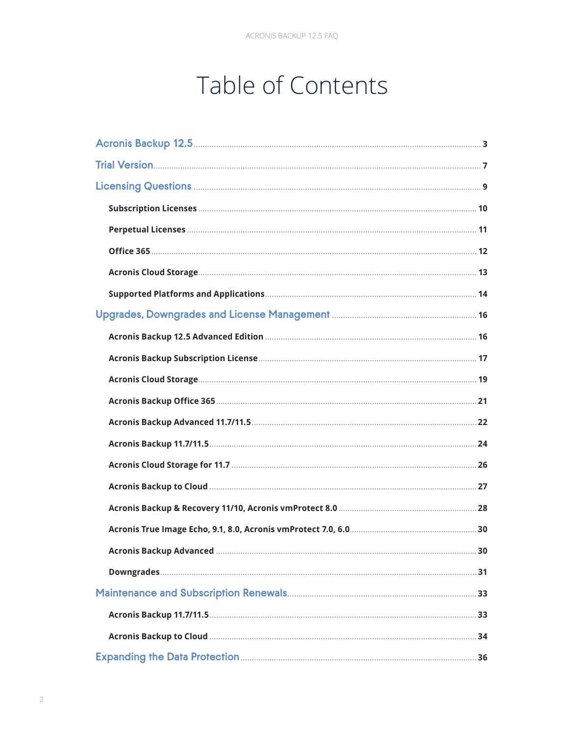# Table of Contents

[Acronis Backup 12.5](#) ..... 3

[Trial Version](#) ..... 7

[Licensing Questions](#) ..... 9

- **Subscription Licenses** ..... 10
- **Perpetual Licenses** ..... 11
- **Office 365** ..... 12
- **Acronis Cloud Storage** ..... 13
- **Supported Platforms and Applications** ..... 14

[Upgrades, Downgrades and License Management](#) ..... 16

- **Acronis Backup 12.5 Advanced Edition** ..... 16
- **Acronis Backup Subscription License** ..... 17
- **Acronis Cloud Storage** ..... 19
- **Acronis Backup Office 365** ..... 21
- **Acronis Backup Advanced 11.7/11.5** ..... 22
- **Acronis Backup 11.7/11.5** ..... 24
- **Acronis Cloud Storage for 11.7** ..... 26
- **Acronis Backup to Cloud** ..... 27
- **Acronis Backup & Recovery 11/10, Acronis vmProtect 8.0** ..... 28
- **Acronis True Image Echo, 9.1, 8.0, Acronis vmProtect 7.0, 6.0** ..... 30
- **Acronis Backup Advanced** ..... 30
- **Downgrades** ..... 31

[Maintenance and Subscription Renewals](#) ..... 33

- **Acronis Backup 11.7/11.5** ..... 33
- **Acronis Backup to Cloud** ..... 34

[Expanding the Data Protection](#) ..... 36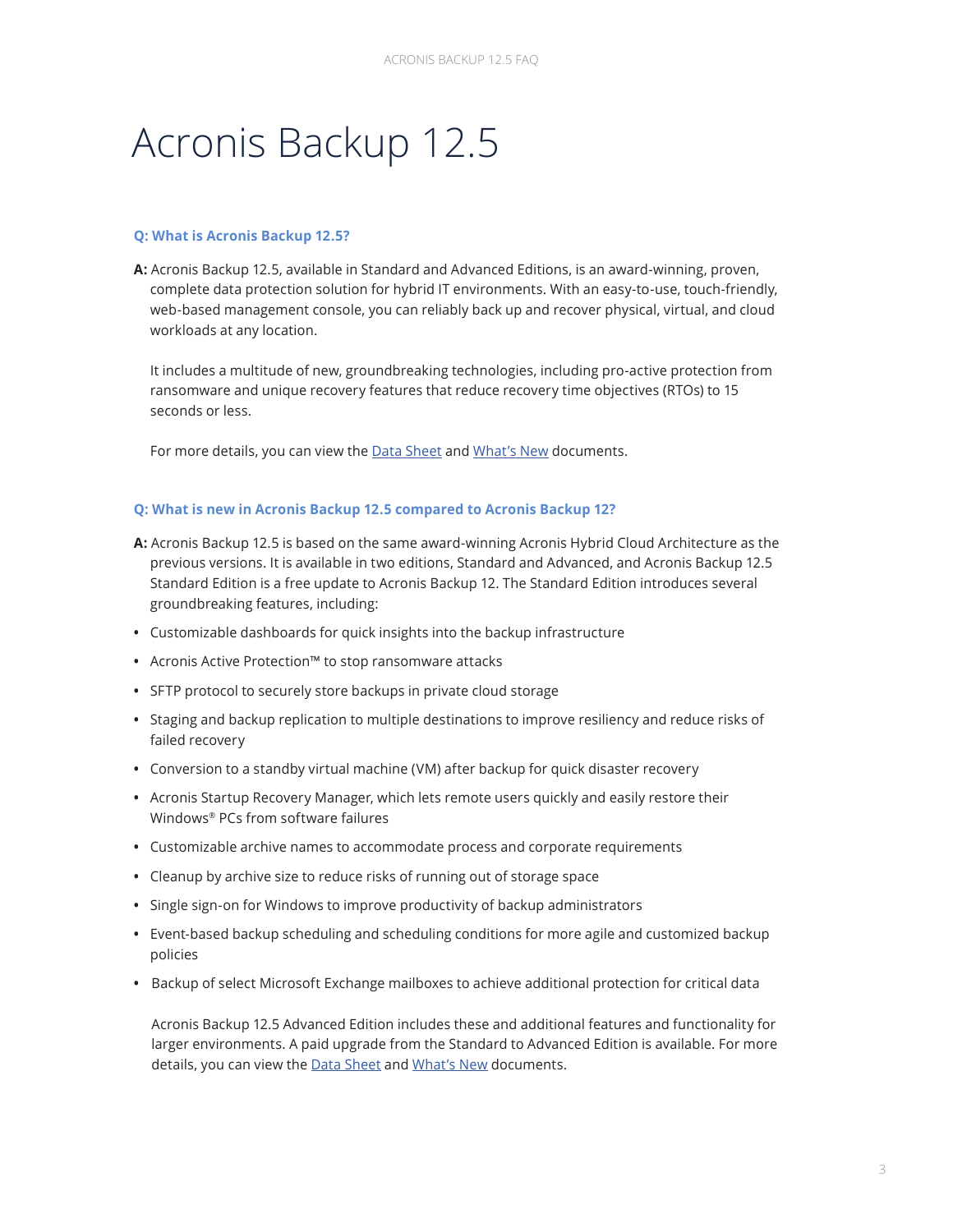# Acronis Backup 12.5

**Q: What is Acronis Backup 12.5?**

**A:** Acronis Backup 12.5, available in Standard and Advanced Editions, is an award-winning, proven, complete data protection solution for hybrid IT environments. With an easy-to-use, touch-friendly, web-based management console, you can reliably back up and recover physical, virtual, and cloud workloads at any location.

It includes a multitude of new, groundbreaking technologies, including pro-active protection from ransomware and unique recovery features that reduce recovery time objectives (RTOs) to 15 seconds or less.

For more details, you can view the Data Sheet and What's New documents.

**Q: What is new in Acronis Backup 12.5 compared to Acronis Backup 12?**

**A:** Acronis Backup 12.5 is based on the same award-winning Acronis Hybrid Cloud Architecture as the previous versions. It is available in two editions, Standard and Advanced, and Acronis Backup 12.5 Standard Edition is a free update to Acronis Backup 12. The Standard Edition introduces several groundbreaking features, including:

- Customizable dashboards for quick insights into the backup infrastructure
- Acronis Active Protection™ to stop ransomware attacks
- SFTP protocol to securely store backups in private cloud storage
- Staging and backup replication to multiple destinations to improve resiliency and reduce risks of failed recovery
- Conversion to a standby virtual machine (VM) after backup for quick disaster recovery
- Acronis Startup Recovery Manager, which lets remote users quickly and easily restore their Windows® PCs from software failures
- Customizable archive names to accommodate process and corporate requirements
- Cleanup by archive size to reduce risks of running out of storage space
- Single sign-on for Windows to improve productivity of backup administrators
- Event-based backup scheduling and scheduling conditions for more agile and customized backup policies
- Backup of select Microsoft Exchange mailboxes to achieve additional protection for critical data

Acronis Backup 12.5 Advanced Edition includes these and additional features and functionality for larger environments. A paid upgrade from the Standard to Advanced Edition is available. For more details, you can view the Data Sheet and What's New documents.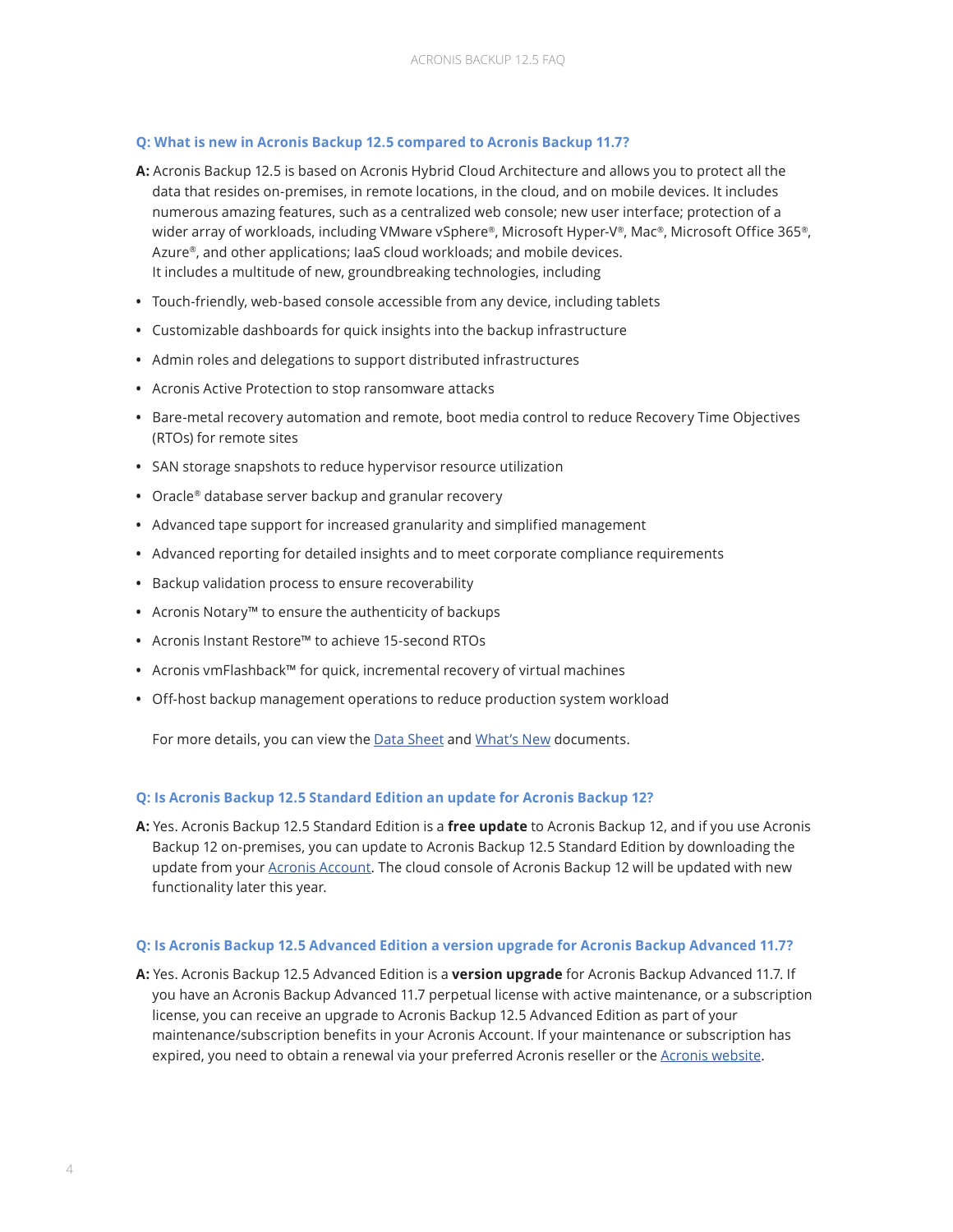### Q: What is new in Acronis Backup 12.5 compared to Acronis Backup 11.7?

**A:** Acronis Backup 12.5 is based on Acronis Hybrid Cloud Architecture and allows you to protect all the data that resides on-premises, in remote locations, in the cloud, and on mobile devices. It includes numerous amazing features, such as a centralized web console; new user interface; protection of a wider array of workloads, including VMware vSphere®, Microsoft Hyper-V®, Mac®, Microsoft Office 365®, Azure®, and other applications; IaaS cloud workloads; and mobile devices.
It includes a multitude of new, groundbreaking technologies, including

- Touch-friendly, web-based console accessible from any device, including tablets
- Customizable dashboards for quick insights into the backup infrastructure
- Admin roles and delegations to support distributed infrastructures
- Acronis Active Protection to stop ransomware attacks
- Bare-metal recovery automation and remote, boot media control to reduce Recovery Time Objectives (RTOs) for remote sites
- SAN storage snapshots to reduce hypervisor resource utilization
- Oracle® database server backup and granular recovery
- Advanced tape support for increased granularity and simplified management
- Advanced reporting for detailed insights and to meet corporate compliance requirements
- Backup validation process to ensure recoverability
- Acronis Notary™ to ensure the authenticity of backups
- Acronis Instant Restore™ to achieve 15-second RTOs
- Acronis vmFlashback™ for quick, incremental recovery of virtual machines
- Off-host backup management operations to reduce production system workload

For more details, you can view the Data Sheet and What's New documents.

### Q: Is Acronis Backup 12.5 Standard Edition an update for Acronis Backup 12?

**A:** Yes. Acronis Backup 12.5 Standard Edition is a **free update** to Acronis Backup 12, and if you use Acronis Backup 12 on-premises, you can update to Acronis Backup 12.5 Standard Edition by downloading the update from your Acronis Account. The cloud console of Acronis Backup 12 will be updated with new functionality later this year.

### Q: Is Acronis Backup 12.5 Advanced Edition a version upgrade for Acronis Backup Advanced 11.7?

**A:** Yes. Acronis Backup 12.5 Advanced Edition is a **version upgrade** for Acronis Backup Advanced 11.7. If you have an Acronis Backup Advanced 11.7 perpetual license with active maintenance, or a subscription license, you can receive an upgrade to Acronis Backup 12.5 Advanced Edition as part of your maintenance/subscription benefits in your Acronis Account. If your maintenance or subscription has expired, you need to obtain a renewal via your preferred Acronis reseller or the Acronis website.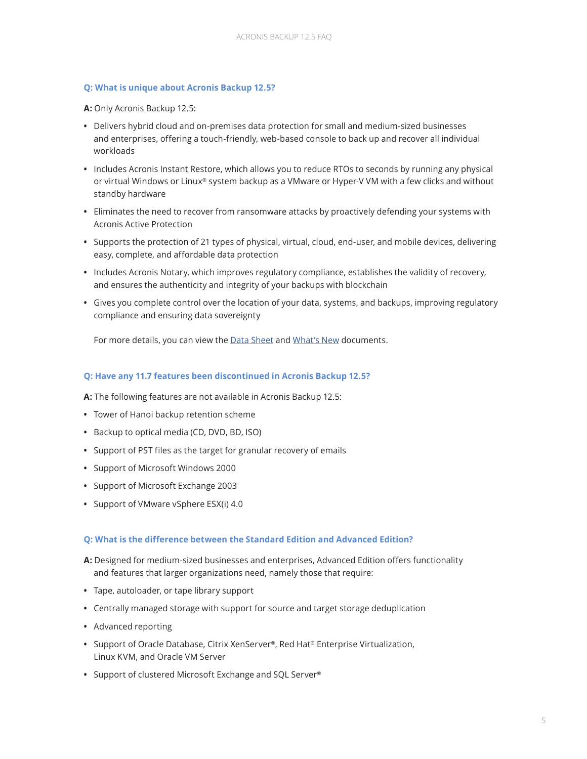### Q: What is unique about Acronis Backup 12.5?

**A:** Only Acronis Backup 12.5:

- Delivers hybrid cloud and on-premises data protection for small and medium-sized businesses and enterprises, offering a touch-friendly, web-based console to back up and recover all individual workloads
- Includes Acronis Instant Restore, which allows you to reduce RTOs to seconds by running any physical or virtual Windows or Linux® system backup as a VMware or Hyper-V VM with a few clicks and without standby hardware
- Eliminates the need to recover from ransomware attacks by proactively defending your systems with Acronis Active Protection
- Supports the protection of 21 types of physical, virtual, cloud, end-user, and mobile devices, delivering easy, complete, and affordable data protection
- Includes Acronis Notary, which improves regulatory compliance, establishes the validity of recovery, and ensures the authenticity and integrity of your backups with blockchain
- Gives you complete control over the location of your data, systems, and backups, improving regulatory compliance and ensuring data sovereignty

For more details, you can view the Data Sheet and What's New documents.

### Q: Have any 11.7 features been discontinued in Acronis Backup 12.5?

**A:** The following features are not available in Acronis Backup 12.5:

- Tower of Hanoi backup retention scheme
- Backup to optical media (CD, DVD, BD, ISO)
- Support of PST files as the target for granular recovery of emails
- Support of Microsoft Windows 2000
- Support of Microsoft Exchange 2003
- Support of VMware vSphere ESX(i) 4.0

### Q: What is the difference between the Standard Edition and Advanced Edition?

**A:** Designed for medium-sized businesses and enterprises, Advanced Edition offers functionality and features that larger organizations need, namely those that require:

- Tape, autoloader, or tape library support
- Centrally managed storage with support for source and target storage deduplication
- Advanced reporting
- Support of Oracle Database, Citrix XenServer®, Red Hat® Enterprise Virtualization, Linux KVM, and Oracle VM Server
- Support of clustered Microsoft Exchange and SQL Server®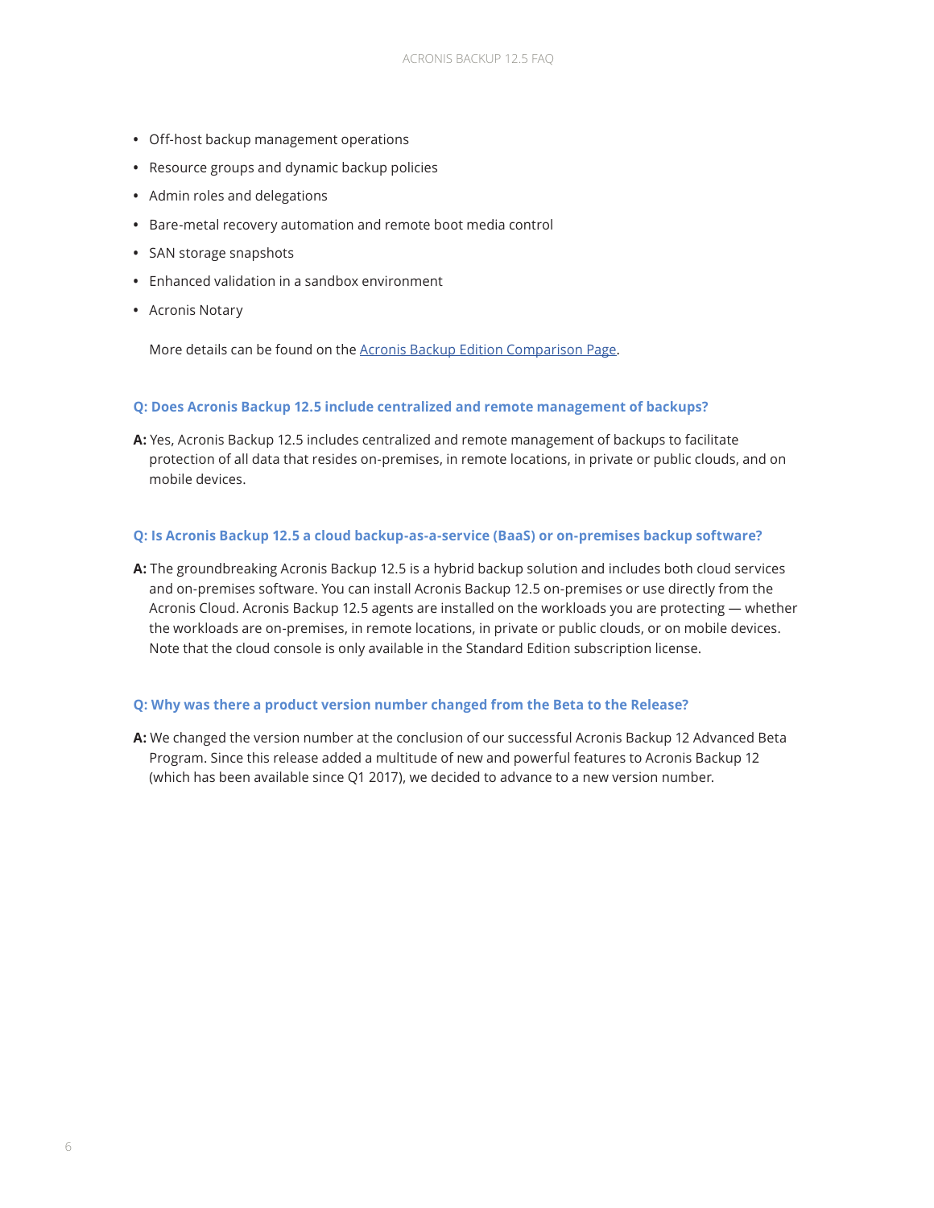- Off-host backup management operations
- Resource groups and dynamic backup policies
- Admin roles and delegations
- Bare-metal recovery automation and remote boot media control
- SAN storage snapshots
- Enhanced validation in a sandbox environment
- Acronis Notary

More details can be found on the [Acronis Backup Edition Comparison Page](#).

### Q: Does Acronis Backup 12.5 include centralized and remote management of backups?

**A:** Yes, Acronis Backup 12.5 includes centralized and remote management of backups to facilitate protection of all data that resides on-premises, in remote locations, in private or public clouds, and on mobile devices.

### Q: Is Acronis Backup 12.5 a cloud backup-as-a-service (BaaS) or on-premises backup software?

**A:** The groundbreaking Acronis Backup 12.5 is a hybrid backup solution and includes both cloud services and on-premises software. You can install Acronis Backup 12.5 on-premises or use directly from the Acronis Cloud. Acronis Backup 12.5 agents are installed on the workloads you are protecting — whether the workloads are on-premises, in remote locations, in private or public clouds, or on mobile devices. Note that the cloud console is only available in the Standard Edition subscription license.

### Q: Why was there a product version number changed from the Beta to the Release?

**A:** We changed the version number at the conclusion of our successful Acronis Backup 12 Advanced Beta Program. Since this release added a multitude of new and powerful features to Acronis Backup 12 (which has been available since Q1 2017), we decided to advance to a new version number.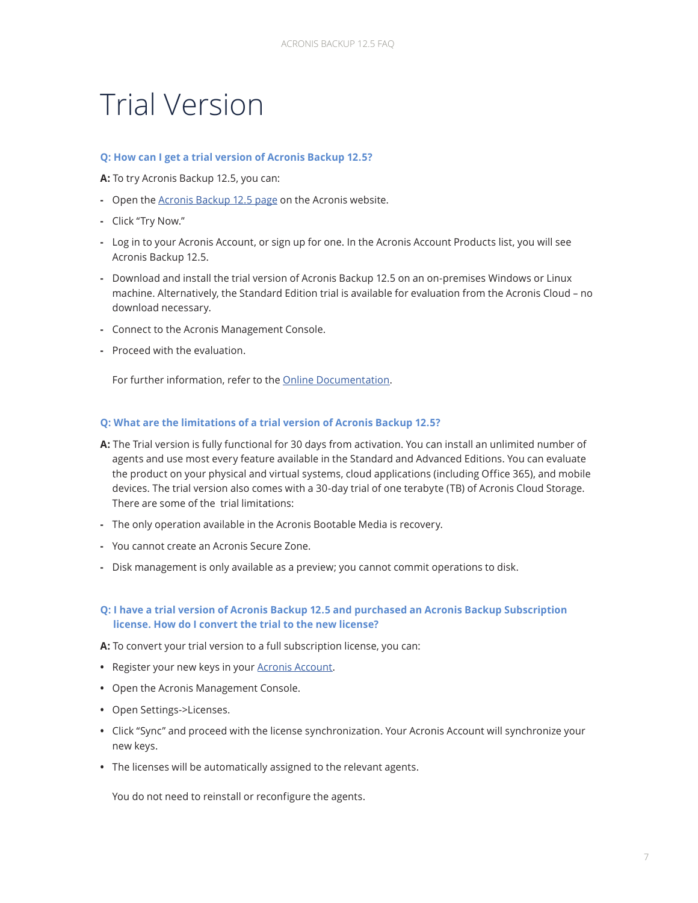# Trial Version

**Q: How can I get a trial version of Acronis Backup 12.5?**

**A:** To try Acronis Backup 12.5, you can:

- Open the Acronis Backup 12.5 page on the Acronis website.
- Click "Try Now."
- Log in to your Acronis Account, or sign up for one. In the Acronis Account Products list, you will see Acronis Backup 12.5.
- Download and install the trial version of Acronis Backup 12.5 on an on-premises Windows or Linux machine. Alternatively, the Standard Edition trial is available for evaluation from the Acronis Cloud – no download necessary.
- Connect to the Acronis Management Console.
- Proceed with the evaluation.

For further information, refer to the Online Documentation.

**Q: What are the limitations of a trial version of Acronis Backup 12.5?**

**A:** The Trial version is fully functional for 30 days from activation. You can install an unlimited number of agents and use most every feature available in the Standard and Advanced Editions. You can evaluate the product on your physical and virtual systems, cloud applications (including Office 365), and mobile devices. The trial version also comes with a 30-day trial of one terabyte (TB) of Acronis Cloud Storage. There are some of the trial limitations:

- The only operation available in the Acronis Bootable Media is recovery.
- You cannot create an Acronis Secure Zone.
- Disk management is only available as a preview; you cannot commit operations to disk.

**Q: I have a trial version of Acronis Backup 12.5 and purchased an Acronis Backup Subscription license. How do I convert the trial to the new license?**

**A:** To convert your trial version to a full subscription license, you can:

- Register your new keys in your Acronis Account.
- Open the Acronis Management Console.
- Open Settings->Licenses.
- Click "Sync" and proceed with the license synchronization. Your Acronis Account will synchronize your new keys.
- The licenses will be automatically assigned to the relevant agents.

You do not need to reinstall or reconfigure the agents.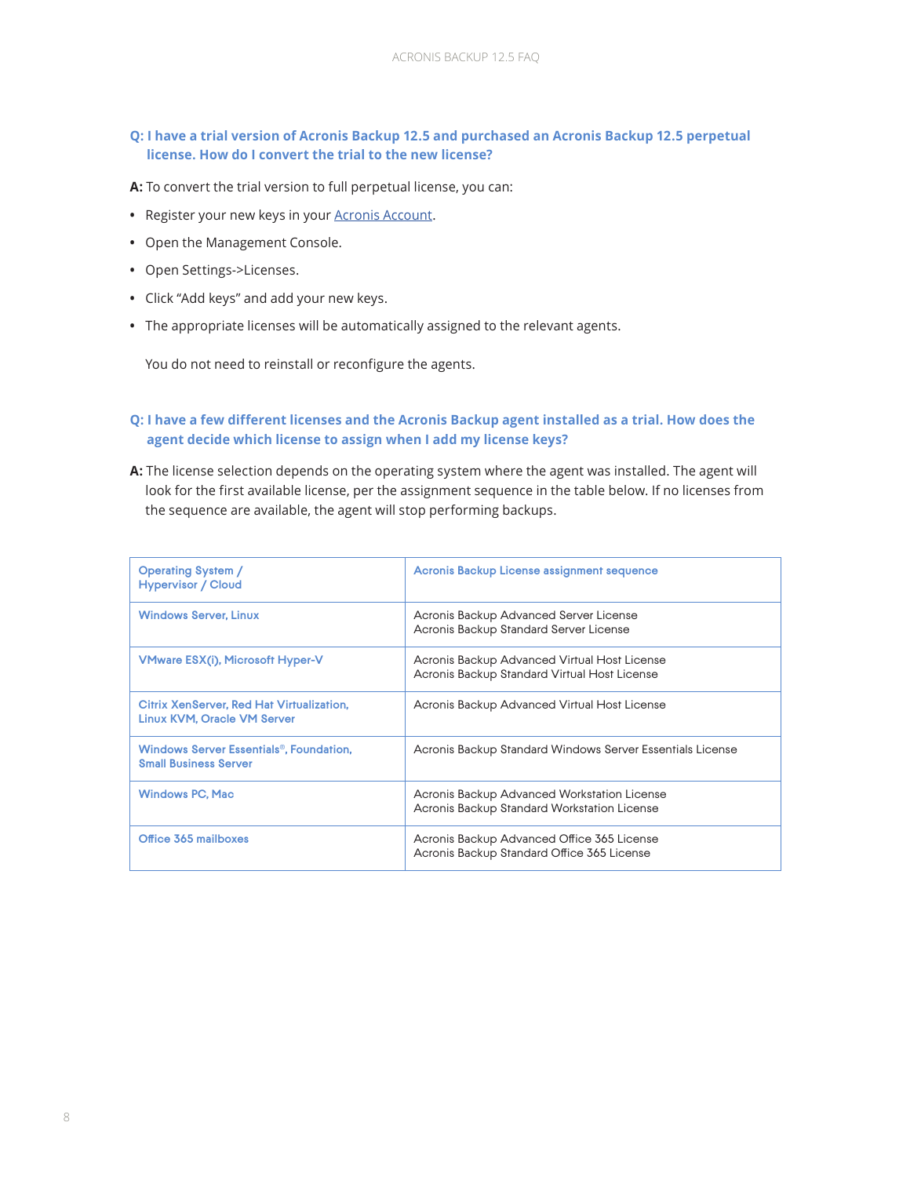### Q: I have a trial version of Acronis Backup 12.5 and purchased an Acronis Backup 12.5 perpetual license. How do I convert the trial to the new license?

**A:** To convert the trial version to full perpetual license, you can:

- Register your new keys in your Acronis Account.
- Open the Management Console.
- Open Settings->Licenses.
- Click "Add keys" and add your new keys.
- The appropriate licenses will be automatically assigned to the relevant agents.

You do not need to reinstall or reconfigure the agents.

### Q: I have a few different licenses and the Acronis Backup agent installed as a trial. How does the agent decide which license to assign when I add my license keys?

**A:** The license selection depends on the operating system where the agent was installed. The agent will look for the first available license, per the assignment sequence in the table below. If no licenses from the sequence are available, the agent will stop performing backups.

| Operating System / Hypervisor / Cloud | Acronis Backup License assignment sequence |
|---|---|
| Windows Server, Linux | Acronis Backup Advanced Server License<br>Acronis Backup Standard Server License |
| VMware ESX(i), Microsoft Hyper-V | Acronis Backup Advanced Virtual Host License<br>Acronis Backup Standard Virtual Host License |
| Citrix XenServer, Red Hat Virtualization, Linux KVM, Oracle VM Server | Acronis Backup Advanced Virtual Host License |
| Windows Server Essentials®, Foundation, Small Business Server | Acronis Backup Standard Windows Server Essentials License |
| Windows PC, Mac | Acronis Backup Advanced Workstation License<br>Acronis Backup Standard Workstation License |
| Office 365 mailboxes | Acronis Backup Advanced Office 365 License<br>Acronis Backup Standard Office 365 License |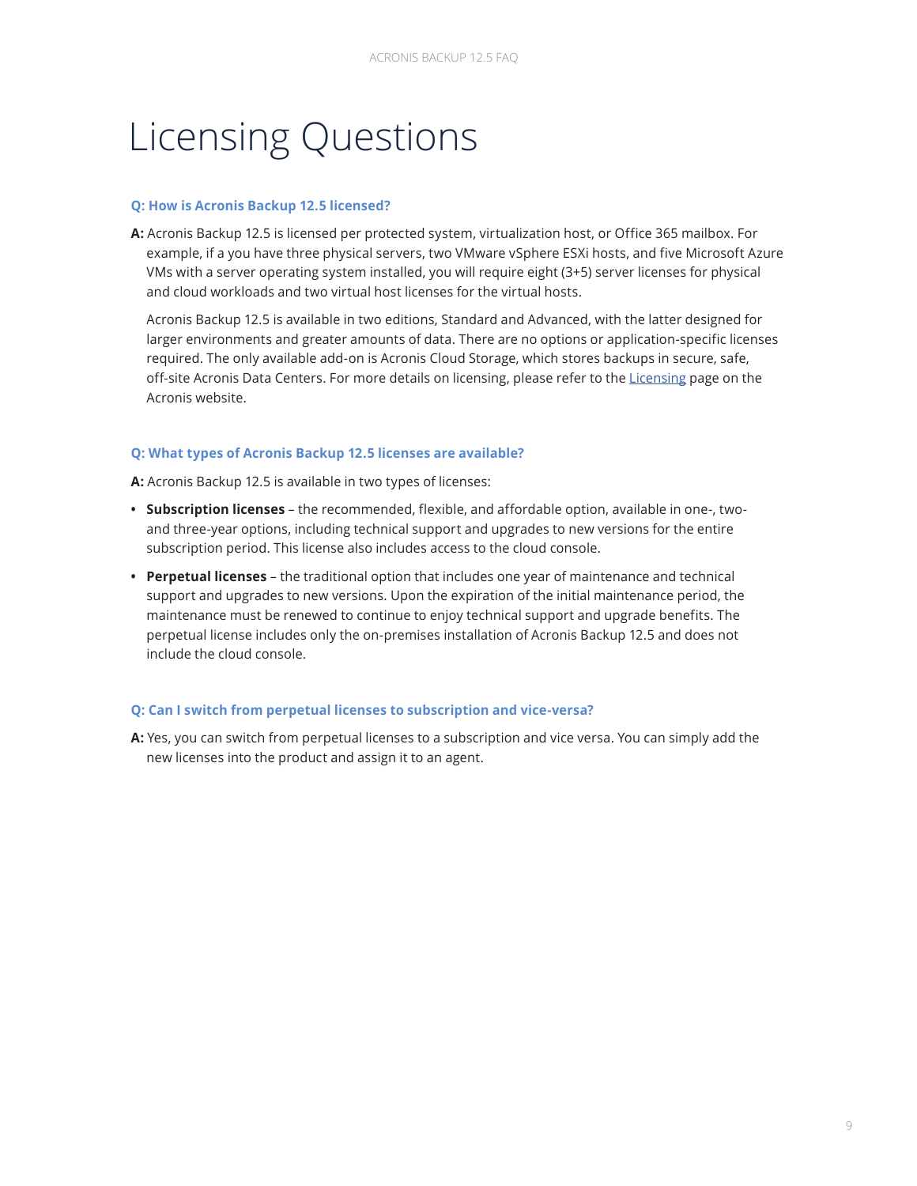# Licensing Questions

**Q: How is Acronis Backup 12.5 licensed?**

**A:** Acronis Backup 12.5 is licensed per protected system, virtualization host, or Office 365 mailbox. For example, if a you have three physical servers, two VMware vSphere ESXi hosts, and five Microsoft Azure VMs with a server operating system installed, you will require eight (3+5) server licenses for physical and cloud workloads and two virtual host licenses for the virtual hosts.

Acronis Backup 12.5 is available in two editions, Standard and Advanced, with the latter designed for larger environments and greater amounts of data. There are no options or application-specific licenses required. The only available add-on is Acronis Cloud Storage, which stores backups in secure, safe, off-site Acronis Data Centers. For more details on licensing, please refer to the Licensing page on the Acronis website.

**Q: What types of Acronis Backup 12.5 licenses are available?**

**A:** Acronis Backup 12.5 is available in two types of licenses:

- **Subscription licenses** – the recommended, flexible, and affordable option, available in one-, two- and three-year options, including technical support and upgrades to new versions for the entire subscription period. This license also includes access to the cloud console.
- **Perpetual licenses** – the traditional option that includes one year of maintenance and technical support and upgrades to new versions. Upon the expiration of the initial maintenance period, the maintenance must be renewed to continue to enjoy technical support and upgrade benefits. The perpetual license includes only the on-premises installation of Acronis Backup 12.5 and does not include the cloud console.

**Q: Can I switch from perpetual licenses to subscription and vice-versa?**

**A:** Yes, you can switch from perpetual licenses to a subscription and vice versa. You can simply add the new licenses into the product and assign it to an agent.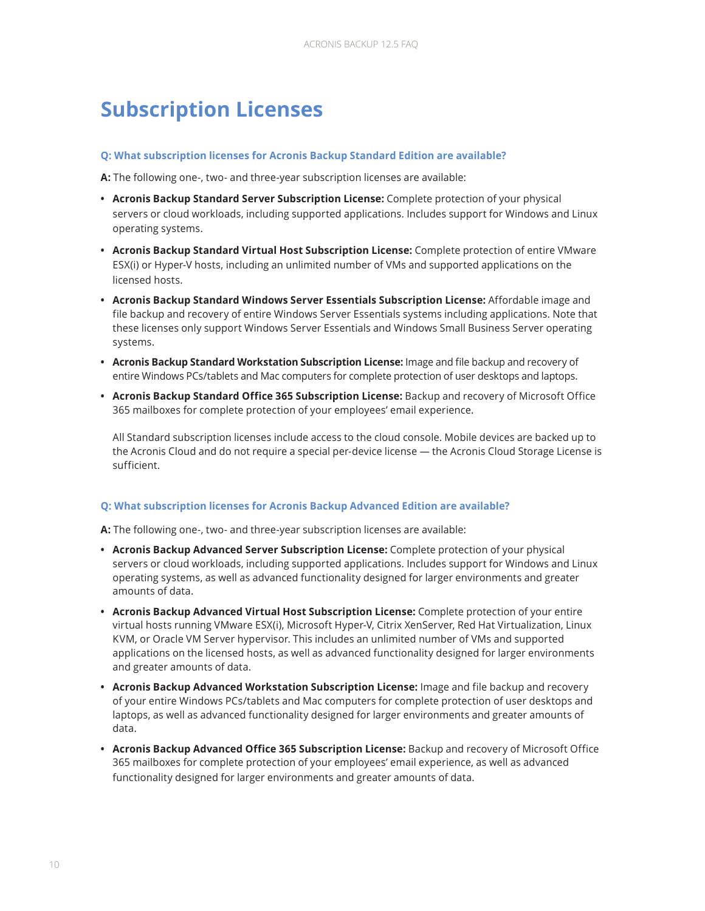# Subscription Licenses

**Q: What subscription licenses for Acronis Backup Standard Edition are available?**

**A:** The following one-, two- and three-year subscription licenses are available:

- **Acronis Backup Standard Server Subscription License:** Complete protection of your physical servers or cloud workloads, including supported applications. Includes support for Windows and Linux operating systems.
- **Acronis Backup Standard Virtual Host Subscription License:** Complete protection of entire VMware ESX(i) or Hyper-V hosts, including an unlimited number of VMs and supported applications on the licensed hosts.
- **Acronis Backup Standard Windows Server Essentials Subscription License:** Affordable image and file backup and recovery of entire Windows Server Essentials systems including applications. Note that these licenses only support Windows Server Essentials and Windows Small Business Server operating systems.
- **Acronis Backup Standard Workstation Subscription License:** Image and file backup and recovery of entire Windows PCs/tablets and Mac computers for complete protection of user desktops and laptops.
- **Acronis Backup Standard Office 365 Subscription License:** Backup and recovery of Microsoft Office 365 mailboxes for complete protection of your employees' email experience.

  All Standard subscription licenses include access to the cloud console. Mobile devices are backed up to the Acronis Cloud and do not require a special per-device license — the Acronis Cloud Storage License is sufficient.

**Q: What subscription licenses for Acronis Backup Advanced Edition are available?**

**A:** The following one-, two- and three-year subscription licenses are available:

- **Acronis Backup Advanced Server Subscription License:** Complete protection of your physical servers or cloud workloads, including supported applications. Includes support for Windows and Linux operating systems, as well as advanced functionality designed for larger environments and greater amounts of data.
- **Acronis Backup Advanced Virtual Host Subscription License:** Complete protection of your entire virtual hosts running VMware ESX(i), Microsoft Hyper-V, Citrix XenServer, Red Hat Virtualization, Linux KVM, or Oracle VM Server hypervisor. This includes an unlimited number of VMs and supported applications on the licensed hosts, as well as advanced functionality designed for larger environments and greater amounts of data.
- **Acronis Backup Advanced Workstation Subscription License:** Image and file backup and recovery of your entire Windows PCs/tablets and Mac computers for complete protection of user desktops and laptops, as well as advanced functionality designed for larger environments and greater amounts of data.
- **Acronis Backup Advanced Office 365 Subscription License:** Backup and recovery of Microsoft Office 365 mailboxes for complete protection of your employees' email experience, as well as advanced functionality designed for larger environments and greater amounts of data.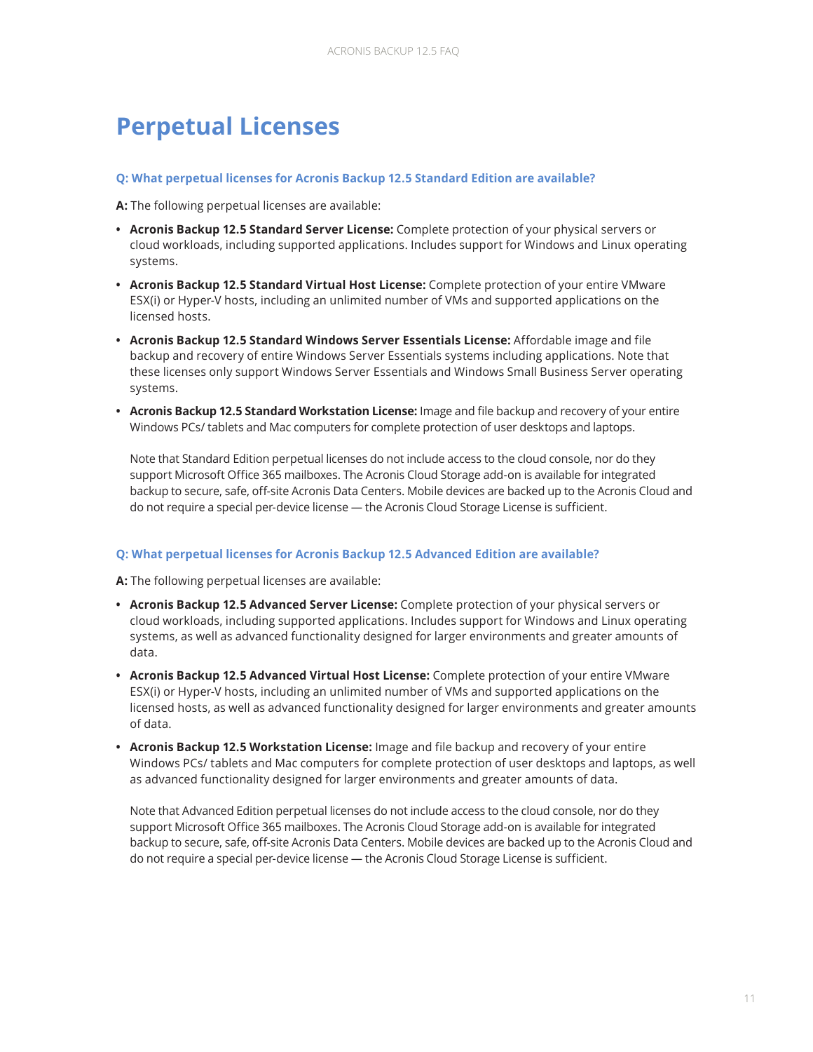# Perpetual Licenses

**Q: What perpetual licenses for Acronis Backup 12.5 Standard Edition are available?**

**A:** The following perpetual licenses are available:

- **Acronis Backup 12.5 Standard Server License:** Complete protection of your physical servers or cloud workloads, including supported applications. Includes support for Windows and Linux operating systems.
- **Acronis Backup 12.5 Standard Virtual Host License:** Complete protection of your entire VMware ESX(i) or Hyper-V hosts, including an unlimited number of VMs and supported applications on the licensed hosts.
- **Acronis Backup 12.5 Standard Windows Server Essentials License:** Affordable image and file backup and recovery of entire Windows Server Essentials systems including applications. Note that these licenses only support Windows Server Essentials and Windows Small Business Server operating systems.
- **Acronis Backup 12.5 Standard Workstation License:** Image and file backup and recovery of your entire Windows PCs/ tablets and Mac computers for complete protection of user desktops and laptops.

  Note that Standard Edition perpetual licenses do not include access to the cloud console, nor do they support Microsoft Office 365 mailboxes. The Acronis Cloud Storage add-on is available for integrated backup to secure, safe, off-site Acronis Data Centers. Mobile devices are backed up to the Acronis Cloud and do not require a special per-device license — the Acronis Cloud Storage License is sufficient.

**Q: What perpetual licenses for Acronis Backup 12.5 Advanced Edition are available?**

**A:** The following perpetual licenses are available:

- **Acronis Backup 12.5 Advanced Server License:** Complete protection of your physical servers or cloud workloads, including supported applications. Includes support for Windows and Linux operating systems, as well as advanced functionality designed for larger environments and greater amounts of data.
- **Acronis Backup 12.5 Advanced Virtual Host License:** Complete protection of your entire VMware ESX(i) or Hyper-V hosts, including an unlimited number of VMs and supported applications on the licensed hosts, as well as advanced functionality designed for larger environments and greater amounts of data.
- **Acronis Backup 12.5 Workstation License:** Image and file backup and recovery of your entire Windows PCs/ tablets and Mac computers for complete protection of user desktops and laptops, as well as advanced functionality designed for larger environments and greater amounts of data.

  Note that Advanced Edition perpetual licenses do not include access to the cloud console, nor do they support Microsoft Office 365 mailboxes. The Acronis Cloud Storage add-on is available for integrated backup to secure, safe, off-site Acronis Data Centers. Mobile devices are backed up to the Acronis Cloud and do not require a special per-device license — the Acronis Cloud Storage License is sufficient.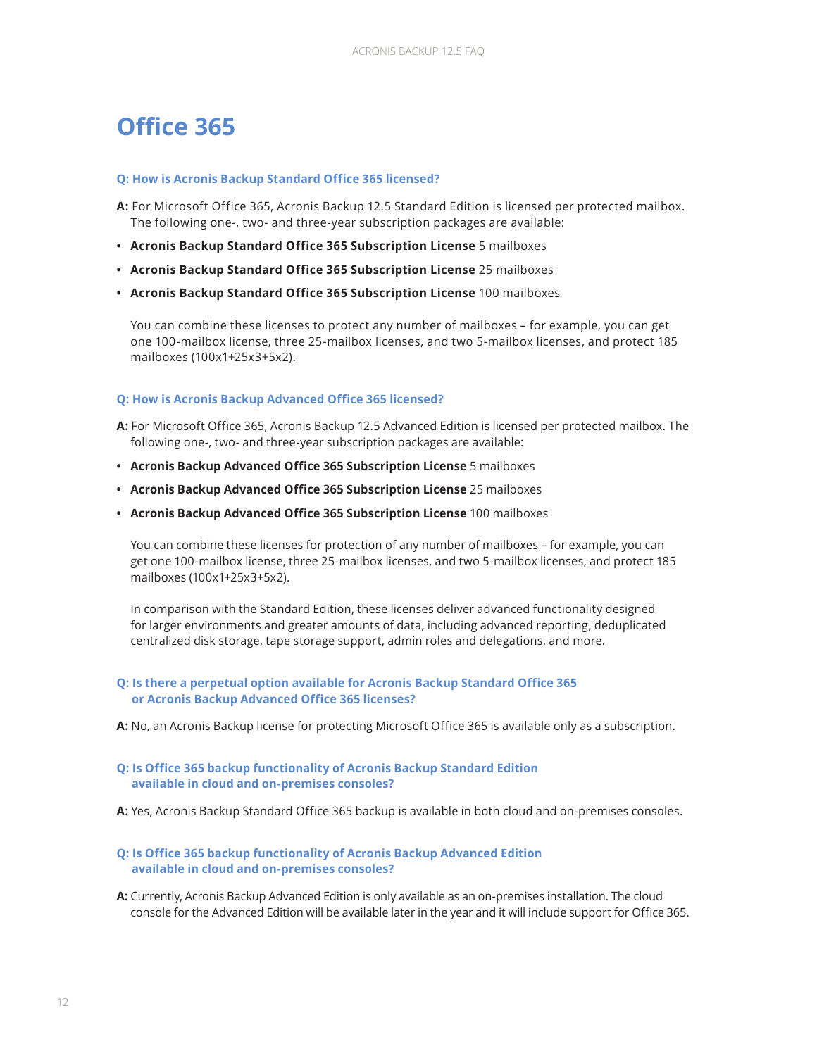# Office 365

### Q: How is Acronis Backup Standard Office 365 licensed?

**A:** For Microsoft Office 365, Acronis Backup 12.5 Standard Edition is licensed per protected mailbox. The following one-, two- and three-year subscription packages are available:

- **Acronis Backup Standard Office 365 Subscription License** 5 mailboxes
- **Acronis Backup Standard Office 365 Subscription License** 25 mailboxes
- **Acronis Backup Standard Office 365 Subscription License** 100 mailboxes

You can combine these licenses to protect any number of mailboxes – for example, you can get one 100-mailbox license, three 25-mailbox licenses, and two 5-mailbox licenses, and protect 185 mailboxes (100x1+25x3+5x2).

### Q: How is Acronis Backup Advanced Office 365 licensed?

**A:** For Microsoft Office 365, Acronis Backup 12.5 Advanced Edition is licensed per protected mailbox. The following one-, two- and three-year subscription packages are available:

- **Acronis Backup Advanced Office 365 Subscription License** 5 mailboxes
- **Acronis Backup Advanced Office 365 Subscription License** 25 mailboxes
- **Acronis Backup Advanced Office 365 Subscription License** 100 mailboxes

You can combine these licenses for protection of any number of mailboxes – for example, you can get one 100-mailbox license, three 25-mailbox licenses, and two 5-mailbox licenses, and protect 185 mailboxes (100x1+25x3+5x2).

In comparison with the Standard Edition, these licenses deliver advanced functionality designed for larger environments and greater amounts of data, including advanced reporting, deduplicated centralized disk storage, tape storage support, admin roles and delegations, and more.

### Q: Is there a perpetual option available for Acronis Backup Standard Office 365 or Acronis Backup Advanced Office 365 licenses?

**A:** No, an Acronis Backup license for protecting Microsoft Office 365 is available only as a subscription.

### Q: Is Office 365 backup functionality of Acronis Backup Standard Edition available in cloud and on-premises consoles?

**A:** Yes, Acronis Backup Standard Office 365 backup is available in both cloud and on-premises consoles.

### Q: Is Office 365 backup functionality of Acronis Backup Advanced Edition available in cloud and on-premises consoles?

**A:** Currently, Acronis Backup Advanced Edition is only available as an on-premises installation. The cloud console for the Advanced Edition will be available later in the year and it will include support for Office 365.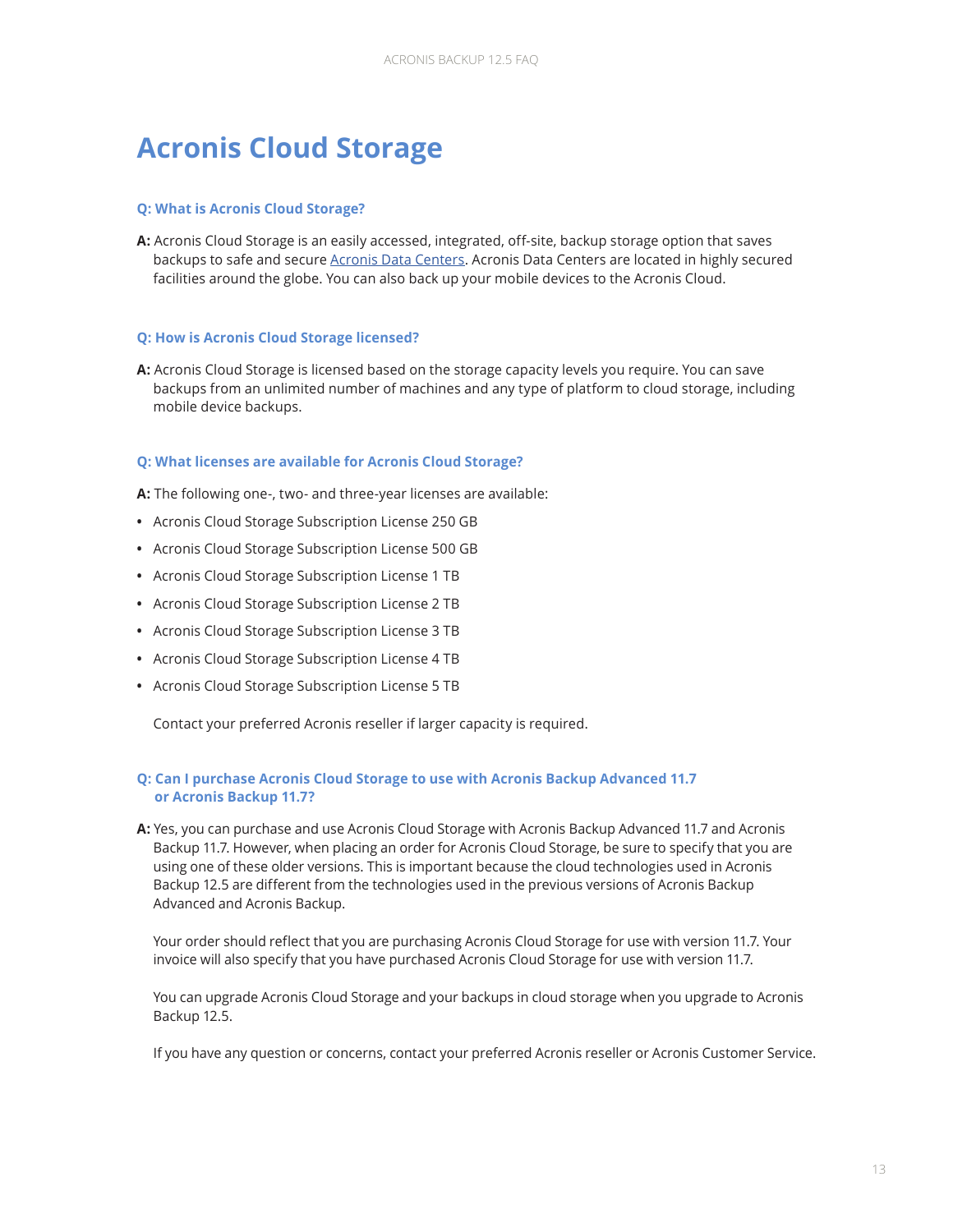# Acronis Cloud Storage

### Q: What is Acronis Cloud Storage?

**A:** Acronis Cloud Storage is an easily accessed, integrated, off-site, backup storage option that saves backups to safe and secure [Acronis Data Centers](). Acronis Data Centers are located in highly secured facilities around the globe. You can also back up your mobile devices to the Acronis Cloud.

### Q: How is Acronis Cloud Storage licensed?

**A:** Acronis Cloud Storage is licensed based on the storage capacity levels you require. You can save backups from an unlimited number of machines and any type of platform to cloud storage, including mobile device backups.

### Q: What licenses are available for Acronis Cloud Storage?

**A:** The following one-, two- and three-year licenses are available:

- Acronis Cloud Storage Subscription License 250 GB
- Acronis Cloud Storage Subscription License 500 GB
- Acronis Cloud Storage Subscription License 1 TB
- Acronis Cloud Storage Subscription License 2 TB
- Acronis Cloud Storage Subscription License 3 TB
- Acronis Cloud Storage Subscription License 4 TB
- Acronis Cloud Storage Subscription License 5 TB

Contact your preferred Acronis reseller if larger capacity is required.

### Q: Can I purchase Acronis Cloud Storage to use with Acronis Backup Advanced 11.7 or Acronis Backup 11.7?

**A:** Yes, you can purchase and use Acronis Cloud Storage with Acronis Backup Advanced 11.7 and Acronis Backup 11.7. However, when placing an order for Acronis Cloud Storage, be sure to specify that you are using one of these older versions. This is important because the cloud technologies used in Acronis Backup 12.5 are different from the technologies used in the previous versions of Acronis Backup Advanced and Acronis Backup.

Your order should reflect that you are purchasing Acronis Cloud Storage for use with version 11.7. Your invoice will also specify that you have purchased Acronis Cloud Storage for use with version 11.7.

You can upgrade Acronis Cloud Storage and your backups in cloud storage when you upgrade to Acronis Backup 12.5.

If you have any question or concerns, contact your preferred Acronis reseller or Acronis Customer Service.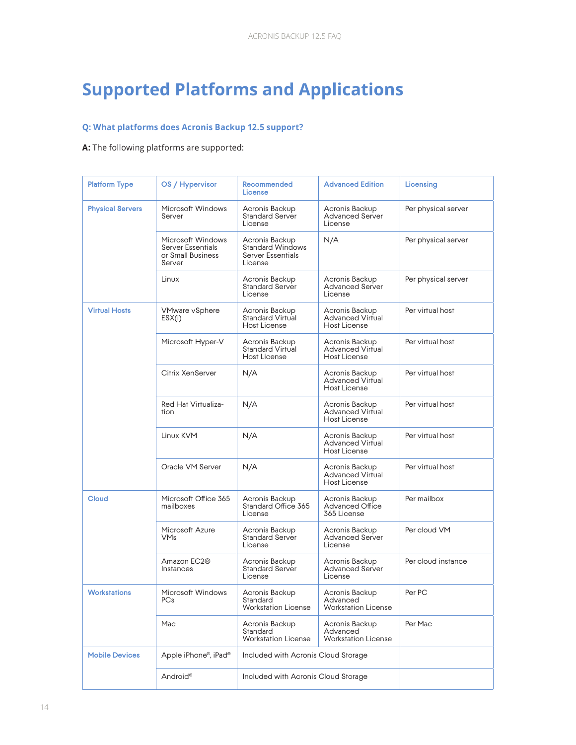# Supported Platforms and Applications

### Q: What platforms does Acronis Backup 12.5 support?

**A:** The following platforms are supported:

| Platform Type | OS / Hypervisor | Recommended License | Advanced Edition | Licensing |
|---|---|---|---|---|
| Physical Servers | Microsoft Windows Server | Acronis Backup Standard Server License | Acronis Backup Advanced Server License | Per physical server |
| | Microsoft Windows Server Essentials or Small Business Server | Acronis Backup Standard Windows Server Essentials License | N/A | Per physical server |
| | Linux | Acronis Backup Standard Server License | Acronis Backup Advanced Server License | Per physical server |
| Virtual Hosts | VMware vSphere ESX(i) | Acronis Backup Standard Virtual Host License | Acronis Backup Advanced Virtual Host License | Per virtual host |
| | Microsoft Hyper-V | Acronis Backup Standard Virtual Host License | Acronis Backup Advanced Virtual Host License | Per virtual host |
| | Citrix XenServer | N/A | Acronis Backup Advanced Virtual Host License | Per virtual host |
| | Red Hat Virtualization | N/A | Acronis Backup Advanced Virtual Host License | Per virtual host |
| | Linux KVM | N/A | Acronis Backup Advanced Virtual Host License | Per virtual host |
| | Oracle VM Server | N/A | Acronis Backup Advanced Virtual Host License | Per virtual host |
| Cloud | Microsoft Office 365 mailboxes | Acronis Backup Standard Office 365 License | Acronis Backup Advanced Office 365 License | Per mailbox |
| | Microsoft Azure VMs | Acronis Backup Standard Server License | Acronis Backup Advanced Server License | Per cloud VM |
| | Amazon EC2® Instances | Acronis Backup Standard Server License | Acronis Backup Advanced Server License | Per cloud instance |
| Workstations | Microsoft Windows PCs | Acronis Backup Standard Workstation License | Acronis Backup Advanced Workstation License | Per PC |
| | Mac | Acronis Backup Standard Workstation License | Acronis Backup Advanced Workstation License | Per Mac |
| Mobile Devices | Apple iPhone®, iPad® | Included with Acronis Cloud Storage | | |
| | Android® | Included with Acronis Cloud Storage | | |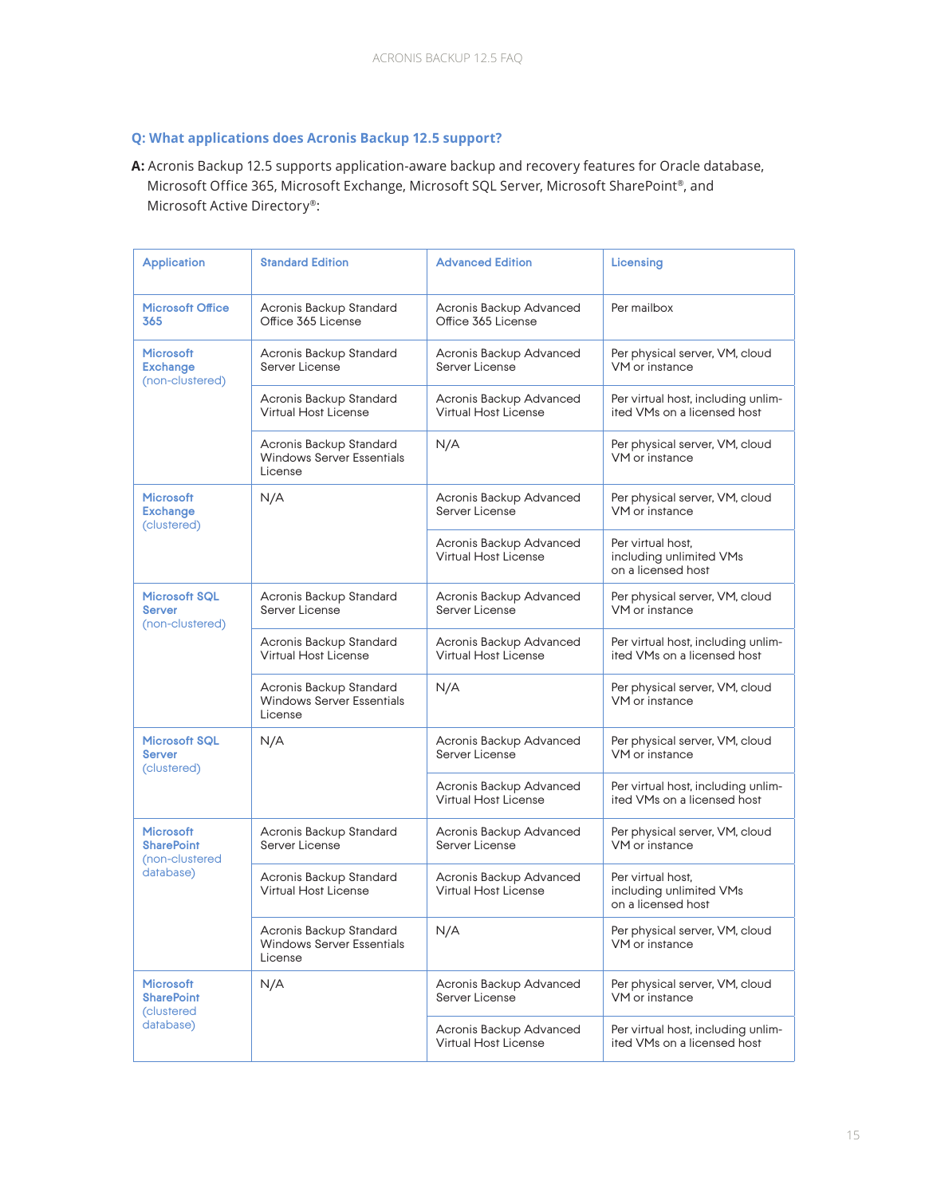**Q: What applications does Acronis Backup 12.5 support?**

**A:** Acronis Backup 12.5 supports application-aware backup and recovery features for Oracle database, Microsoft Office 365, Microsoft Exchange, Microsoft SQL Server, Microsoft SharePoint®, and Microsoft Active Directory®:

| Application | Standard Edition | Advanced Edition | Licensing |
|---|---|---|---|
| **Microsoft Office 365** | Acronis Backup Standard Office 365 License | Acronis Backup Advanced Office 365 License | Per mailbox |
| **Microsoft Exchange** (non-clustered) | Acronis Backup Standard Server License | Acronis Backup Advanced Server License | Per physical server, VM, cloud VM or instance |
| | Acronis Backup Standard Virtual Host License | Acronis Backup Advanced Virtual Host License | Per virtual host, including unlimited VMs on a licensed host |
| | Acronis Backup Standard Windows Server Essentials License | N/A | Per physical server, VM, cloud VM or instance |
| **Microsoft Exchange** (clustered) | N/A | Acronis Backup Advanced Server License | Per physical server, VM, cloud VM or instance |
| | | Acronis Backup Advanced Virtual Host License | Per virtual host, including unlimited VMs on a licensed host |
| **Microsoft SQL Server** (non-clustered) | Acronis Backup Standard Server License | Acronis Backup Advanced Server License | Per physical server, VM, cloud VM or instance |
| | Acronis Backup Standard Virtual Host License | Acronis Backup Advanced Virtual Host License | Per virtual host, including unlimited VMs on a licensed host |
| | Acronis Backup Standard Windows Server Essentials License | N/A | Per physical server, VM, cloud VM or instance |
| **Microsoft SQL Server** (clustered) | N/A | Acronis Backup Advanced Server License | Per physical server, VM, cloud VM or instance |
| | | Acronis Backup Advanced Virtual Host License | Per virtual host, including unlimited VMs on a licensed host |
| **Microsoft SharePoint** (non-clustered database) | Acronis Backup Standard Server License | Acronis Backup Advanced Server License | Per physical server, VM, cloud VM or instance |
| | Acronis Backup Standard Virtual Host License | Acronis Backup Advanced Virtual Host License | Per virtual host, including unlimited VMs on a licensed host |
| | Acronis Backup Standard Windows Server Essentials License | N/A | Per physical server, VM, cloud VM or instance |
| **Microsoft SharePoint** (clustered database) | N/A | Acronis Backup Advanced Server License | Per physical server, VM, cloud VM or instance |
| | | Acronis Backup Advanced Virtual Host License | Per virtual host, including unlimited VMs on a licensed host |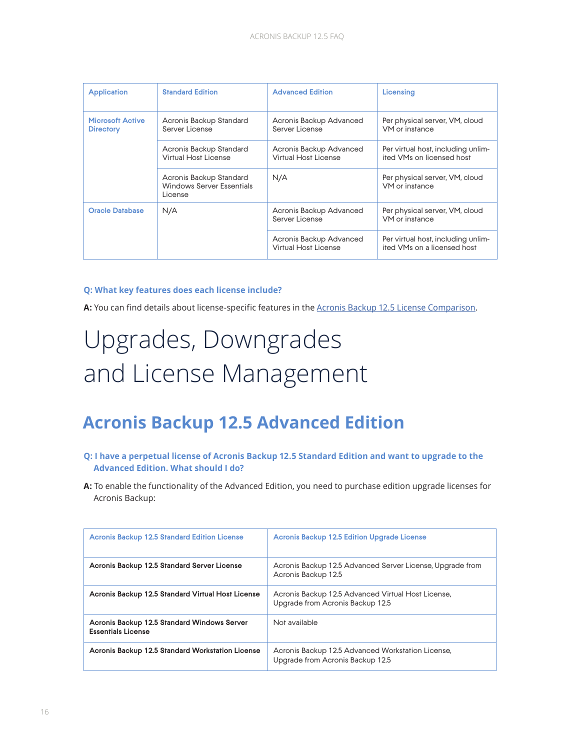| Application | Standard Edition | Advanced Edition | Licensing |
| --- | --- | --- | --- |
| Microsoft Active Directory | Acronis Backup Standard Server License | Acronis Backup Advanced Server License | Per physical server, VM, cloud VM or instance |
| | Acronis Backup Standard Virtual Host License | Acronis Backup Advanced Virtual Host License | Per virtual host, including unlimited VMs on licensed host |
| | Acronis Backup Standard Windows Server Essentials License | N/A | Per physical server, VM, cloud VM or instance |
| Oracle Database | N/A | Acronis Backup Advanced Server License | Per physical server, VM, cloud VM or instance |
| | | Acronis Backup Advanced Virtual Host License | Per virtual host, including unlimited VMs on a licensed host |

**Q: What key features does each license include?**

**A:** You can find details about license-specific features in the [Acronis Backup 12.5 License Comparison](Acronis Backup 12.5 License Comparison).

# Upgrades, Downgrades and License Management

## Acronis Backup 12.5 Advanced Edition

**Q: I have a perpetual license of Acronis Backup 12.5 Standard Edition and want to upgrade to the Advanced Edition. What should I do?**

**A:** To enable the functionality of the Advanced Edition, you need to purchase edition upgrade licenses for Acronis Backup:

| Acronis Backup 12.5 Standard Edition License | Acronis Backup 12.5 Edition Upgrade License |
| --- | --- |
| **Acronis Backup 12.5 Standard Server License** | Acronis Backup 12.5 Advanced Server License, Upgrade from Acronis Backup 12.5 |
| **Acronis Backup 12.5 Standard Virtual Host License** | Acronis Backup 12.5 Advanced Virtual Host License, Upgrade from Acronis Backup 12.5 |
| **Acronis Backup 12.5 Standard Windows Server Essentials License** | Not available |
| **Acronis Backup 12.5 Standard Workstation License** | Acronis Backup 12.5 Advanced Workstation License, Upgrade from Acronis Backup 12.5 |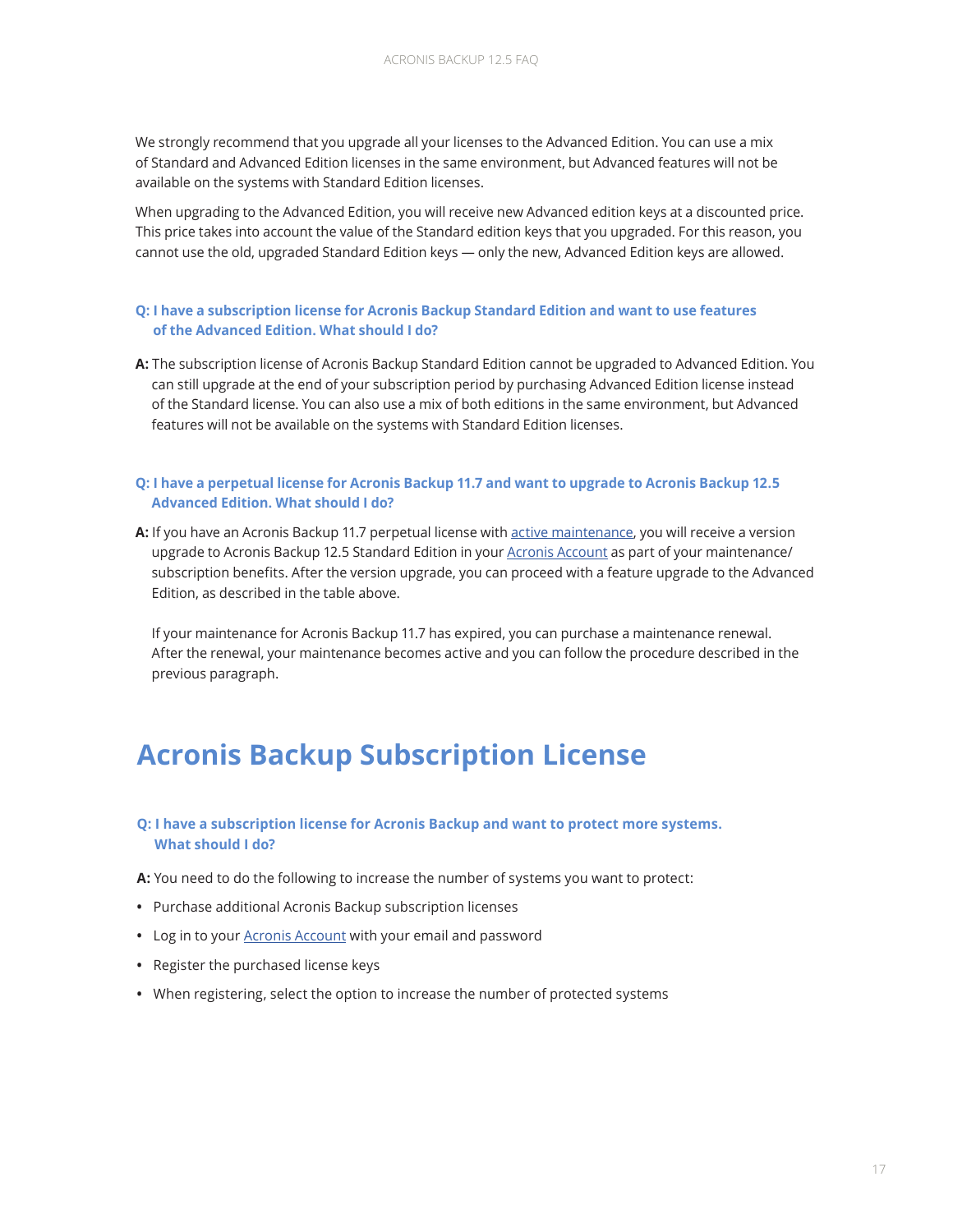We strongly recommend that you upgrade all your licenses to the Advanced Edition. You can use a mix of Standard and Advanced Edition licenses in the same environment, but Advanced features will not be available on the systems with Standard Edition licenses.

When upgrading to the Advanced Edition, you will receive new Advanced edition keys at a discounted price. This price takes into account the value of the Standard edition keys that you upgraded. For this reason, you cannot use the old, upgraded Standard Edition keys — only the new, Advanced Edition keys are allowed.

### Q: I have a subscription license for Acronis Backup Standard Edition and want to use features of the Advanced Edition. What should I do?

**A:** The subscription license of Acronis Backup Standard Edition cannot be upgraded to Advanced Edition. You can still upgrade at the end of your subscription period by purchasing Advanced Edition license instead of the Standard license. You can also use a mix of both editions in the same environment, but Advanced features will not be available on the systems with Standard Edition licenses.

### Q: I have a perpetual license for Acronis Backup 11.7 and want to upgrade to Acronis Backup 12.5 Advanced Edition. What should I do?

**A:** If you have an Acronis Backup 11.7 perpetual license with active maintenance, you will receive a version upgrade to Acronis Backup 12.5 Standard Edition in your Acronis Account as part of your maintenance/subscription benefits. After the version upgrade, you can proceed with a feature upgrade to the Advanced Edition, as described in the table above.

If your maintenance for Acronis Backup 11.7 has expired, you can purchase a maintenance renewal. After the renewal, your maintenance becomes active and you can follow the procedure described in the previous paragraph.

## Acronis Backup Subscription License

### Q: I have a subscription license for Acronis Backup and want to protect more systems. What should I do?

**A:** You need to do the following to increase the number of systems you want to protect:

- Purchase additional Acronis Backup subscription licenses
- Log in to your Acronis Account with your email and password
- Register the purchased license keys
- When registering, select the option to increase the number of protected systems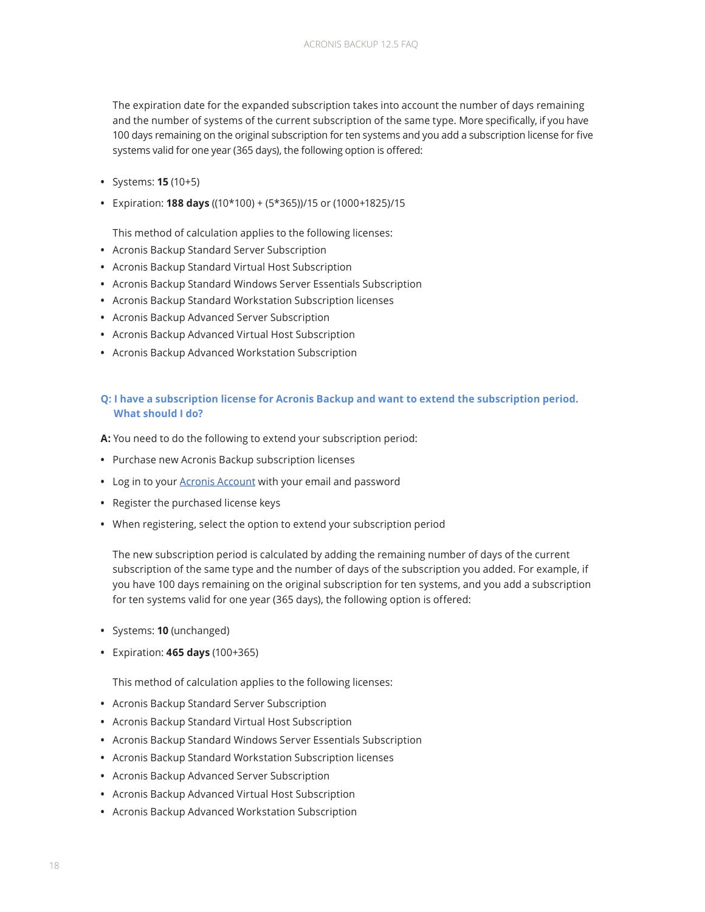The expiration date for the expanded subscription takes into account the number of days remaining and the number of systems of the current subscription of the same type. More specifically, if you have 100 days remaining on the original subscription for ten systems and you add a subscription license for five systems valid for one year (365 days), the following option is offered:

- Systems: **15** (10+5)
- Expiration: **188 days** ((10*100) + (5*365))/15 or (1000+1825)/15

This method of calculation applies to the following licenses:

- Acronis Backup Standard Server Subscription
- Acronis Backup Standard Virtual Host Subscription
- Acronis Backup Standard Windows Server Essentials Subscription
- Acronis Backup Standard Workstation Subscription licenses
- Acronis Backup Advanced Server Subscription
- Acronis Backup Advanced Virtual Host Subscription
- Acronis Backup Advanced Workstation Subscription

### Q: I have a subscription license for Acronis Backup and want to extend the subscription period. What should I do?

**A:** You need to do the following to extend your subscription period:

- Purchase new Acronis Backup subscription licenses
- Log in to your [Acronis Account](Acronis Account) with your email and password
- Register the purchased license keys
- When registering, select the option to extend your subscription period

The new subscription period is calculated by adding the remaining number of days of the current subscription of the same type and the number of days of the subscription you added. For example, if you have 100 days remaining on the original subscription for ten systems, and you add a subscription for ten systems valid for one year (365 days), the following option is offered:

- Systems: **10** (unchanged)
- Expiration: **465 days** (100+365)

This method of calculation applies to the following licenses:

- Acronis Backup Standard Server Subscription
- Acronis Backup Standard Virtual Host Subscription
- Acronis Backup Standard Windows Server Essentials Subscription
- Acronis Backup Standard Workstation Subscription licenses
- Acronis Backup Advanced Server Subscription
- Acronis Backup Advanced Virtual Host Subscription
- Acronis Backup Advanced Workstation Subscription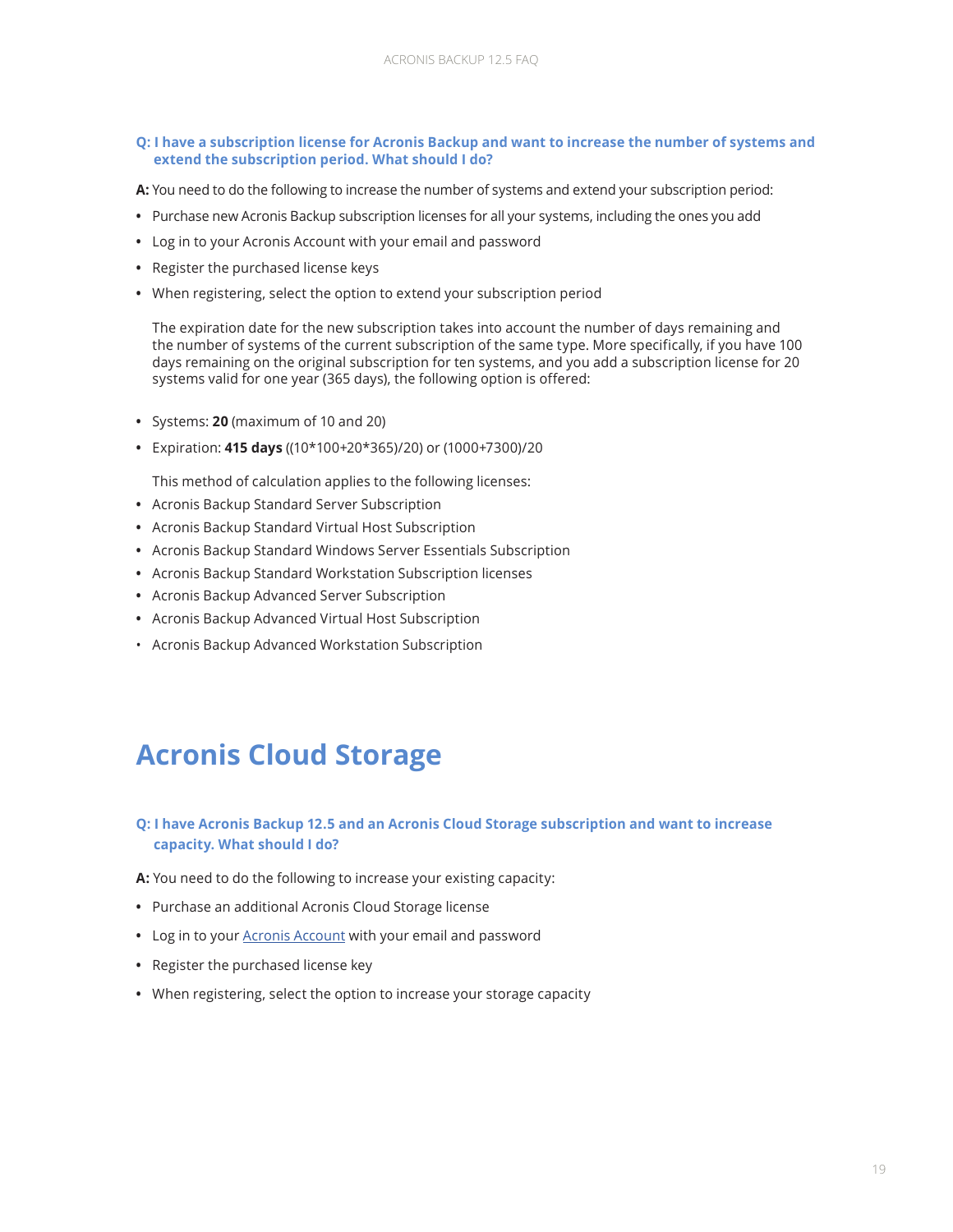**Q: I have a subscription license for Acronis Backup and want to increase the number of systems and extend the subscription period. What should I do?**

**A:** You need to do the following to increase the number of systems and extend your subscription period:

- Purchase new Acronis Backup subscription licenses for all your systems, including the ones you add
- Log in to your Acronis Account with your email and password
- Register the purchased license keys
- When registering, select the option to extend your subscription period

  The expiration date for the new subscription takes into account the number of days remaining and the number of systems of the current subscription of the same type. More specifically, if you have 100 days remaining on the original subscription for ten systems, and you add a subscription license for 20 systems valid for one year (365 days), the following option is offered:

- Systems: **20** (maximum of 10 and 20)
- Expiration: **415 days** ((10*100+20*365)/20) or (1000+7300)/20

  This method of calculation applies to the following licenses:

- Acronis Backup Standard Server Subscription
- Acronis Backup Standard Virtual Host Subscription
- Acronis Backup Standard Windows Server Essentials Subscription
- Acronis Backup Standard Workstation Subscription licenses
- Acronis Backup Advanced Server Subscription
- Acronis Backup Advanced Virtual Host Subscription
- Acronis Backup Advanced Workstation Subscription

# Acronis Cloud Storage

**Q: I have Acronis Backup 12.5 and an Acronis Cloud Storage subscription and want to increase capacity. What should I do?**

**A:** You need to do the following to increase your existing capacity:

- Purchase an additional Acronis Cloud Storage license
- Log in to your Acronis Account with your email and password
- Register the purchased license key
- When registering, select the option to increase your storage capacity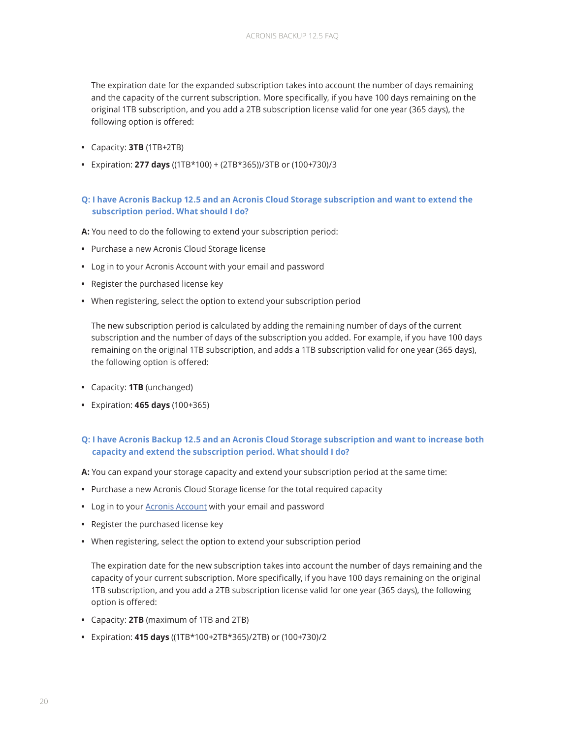The expiration date for the expanded subscription takes into account the number of days remaining and the capacity of the current subscription. More specifically, if you have 100 days remaining on the original 1TB subscription, and you add a 2TB subscription license valid for one year (365 days), the following option is offered:

- Capacity: **3TB** (1TB+2TB)
- Expiration: **277 days** ((1TB*100) + (2TB*365))/3TB or (100+730)/3

### Q: I have Acronis Backup 12.5 and an Acronis Cloud Storage subscription and want to extend the subscription period. What should I do?

**A:** You need to do the following to extend your subscription period:

- Purchase a new Acronis Cloud Storage license
- Log in to your Acronis Account with your email and password
- Register the purchased license key
- When registering, select the option to extend your subscription period

The new subscription period is calculated by adding the remaining number of days of the current subscription and the number of days of the subscription you added. For example, if you have 100 days remaining on the original 1TB subscription, and adds a 1TB subscription valid for one year (365 days), the following option is offered:

- Capacity: **1TB** (unchanged)
- Expiration: **465 days** (100+365)

### Q: I have Acronis Backup 12.5 and an Acronis Cloud Storage subscription and want to increase both capacity and extend the subscription period. What should I do?

**A:** You can expand your storage capacity and extend your subscription period at the same time:

- Purchase a new Acronis Cloud Storage license for the total required capacity
- Log in to your Acronis Account with your email and password
- Register the purchased license key
- When registering, select the option to extend your subscription period

The expiration date for the new subscription takes into account the number of days remaining and the capacity of your current subscription. More specifically, if you have 100 days remaining on the original 1TB subscription, and you add a 2TB subscription license valid for one year (365 days), the following option is offered:

- Capacity: **2TB** (maximum of 1TB and 2TB)
- Expiration: **415 days** ((1TB*100+2TB*365)/2TB) or (100+730)/2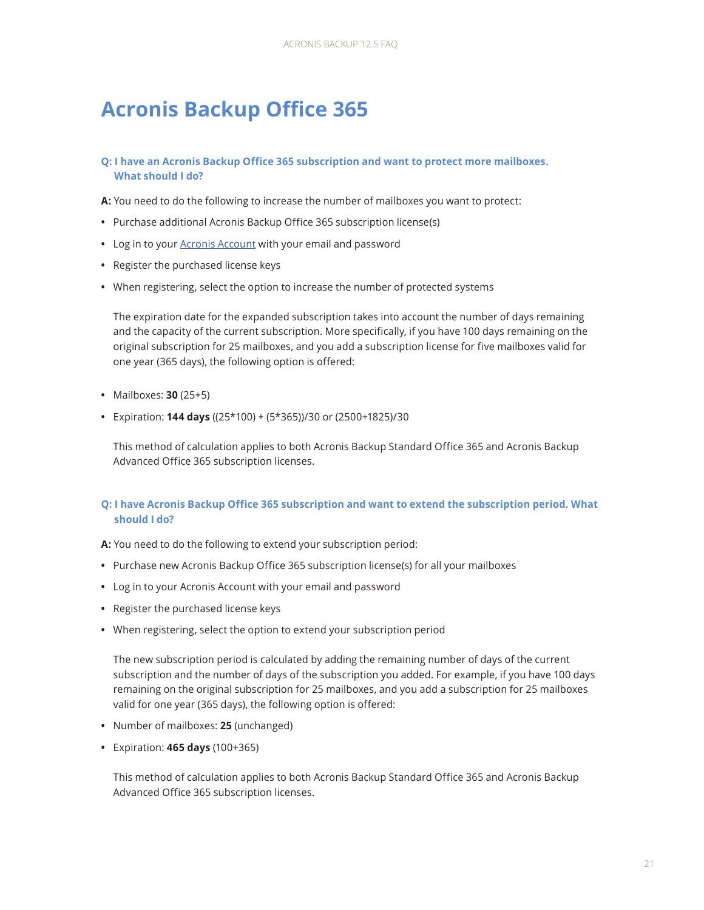# Acronis Backup Office 365

**Q: I have an Acronis Backup Office 365 subscription and want to protect more mailboxes. What should I do?**

**A:** You need to do the following to increase the number of mailboxes you want to protect:

- Purchase additional Acronis Backup Office 365 subscription license(s)
- Log in to your Acronis Account with your email and password
- Register the purchased license keys
- When registering, select the option to increase the number of protected systems

  The expiration date for the expanded subscription takes into account the number of days remaining and the capacity of the current subscription. More specifically, if you have 100 days remaining on the original subscription for 25 mailboxes, and you add a subscription license for five mailboxes valid for one year (365 days), the following option is offered:

- Mailboxes: **30** (25+5)
- Expiration: **144 days** ((25*100) + (5*365))/30 or (2500+1825)/30

  This method of calculation applies to both Acronis Backup Standard Office 365 and Acronis Backup Advanced Office 365 subscription licenses.

**Q: I have Acronis Backup Office 365 subscription and want to extend the subscription period. What should I do?**

**A:** You need to do the following to extend your subscription period:

- Purchase new Acronis Backup Office 365 subscription license(s) for all your mailboxes
- Log in to your Acronis Account with your email and password
- Register the purchased license keys
- When registering, select the option to extend your subscription period

  The new subscription period is calculated by adding the remaining number of days of the current subscription and the number of days of the subscription you added. For example, if you have 100 days remaining on the original subscription for 25 mailboxes, and you add a subscription for 25 mailboxes valid for one year (365 days), the following option is offered:

- Number of mailboxes: **25** (unchanged)
- Expiration: **465 days** (100+365)

  This method of calculation applies to both Acronis Backup Standard Office 365 and Acronis Backup Advanced Office 365 subscription licenses.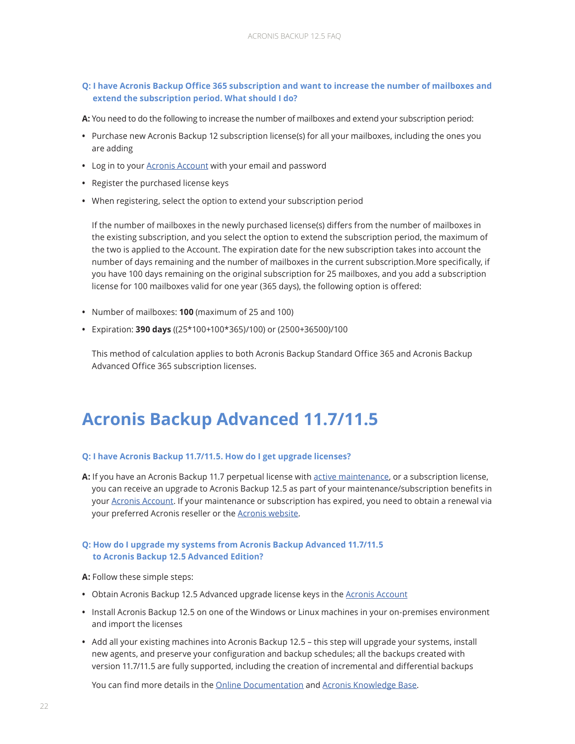**Q: I have Acronis Backup Office 365 subscription and want to increase the number of mailboxes and extend the subscription period. What should I do?**

**A:** You need to do the following to increase the number of mailboxes and extend your subscription period:

- Purchase new Acronis Backup 12 subscription license(s) for all your mailboxes, including the ones you are adding
- Log in to your [Acronis Account] with your email and password
- Register the purchased license keys
- When registering, select the option to extend your subscription period

  If the number of mailboxes in the newly purchased license(s) differs from the number of mailboxes in the existing subscription, and you select the option to extend the subscription period, the maximum of the two is applied to the Account. The expiration date for the new subscription takes into account the number of days remaining and the number of mailboxes in the current subscription.More specifically, if you have 100 days remaining on the original subscription for 25 mailboxes, and you add a subscription license for 100 mailboxes valid for one year (365 days), the following option is offered:

- Number of mailboxes: **100** (maximum of 25 and 100)
- Expiration: **390 days** ((25*100+100*365)/100) or (2500+36500)/100

  This method of calculation applies to both Acronis Backup Standard Office 365 and Acronis Backup Advanced Office 365 subscription licenses.

# Acronis Backup Advanced 11.7/11.5

**Q: I have Acronis Backup 11.7/11.5. How do I get upgrade licenses?**

**A:** If you have an Acronis Backup 11.7 perpetual license with active maintenance, or a subscription license, you can receive an upgrade to Acronis Backup 12.5 as part of your maintenance/subscription benefits in your Acronis Account. If your maintenance or subscription has expired, you need to obtain a renewal via your preferred Acronis reseller or the Acronis website.

**Q: How do I upgrade my systems from Acronis Backup Advanced 11.7/11.5 to Acronis Backup 12.5 Advanced Edition?**

**A:** Follow these simple steps:

- Obtain Acronis Backup 12.5 Advanced upgrade license keys in the Acronis Account
- Install Acronis Backup 12.5 on one of the Windows or Linux machines in your on-premises environment and import the licenses
- Add all your existing machines into Acronis Backup 12.5 – this step will upgrade your systems, install new agents, and preserve your configuration and backup schedules; all the backups created with version 11.7/11.5 are fully supported, including the creation of incremental and differential backups

  You can find more details in the Online Documentation and Acronis Knowledge Base.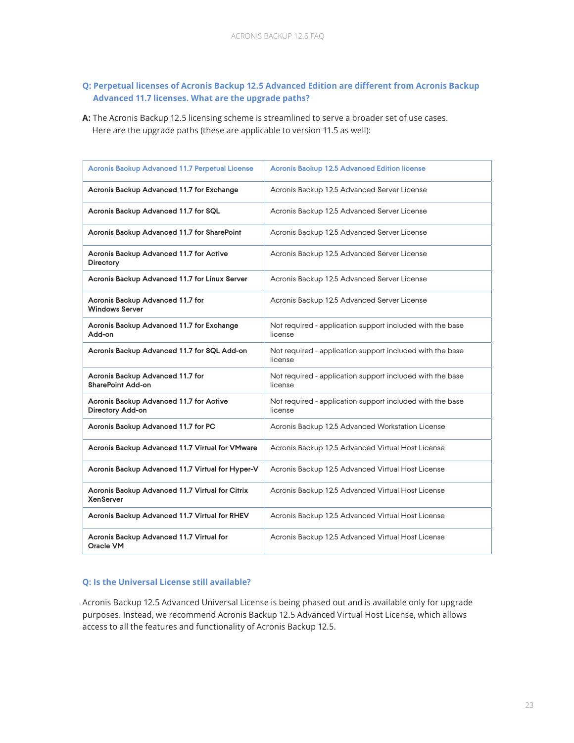**Q: Perpetual licenses of Acronis Backup 12.5 Advanced Edition are different from Acronis Backup Advanced 11.7 licenses. What are the upgrade paths?**

**A:** The Acronis Backup 12.5 licensing scheme is streamlined to serve a broader set of use cases. Here are the upgrade paths (these are applicable to version 11.5 as well):

| Acronis Backup Advanced 11.7 Perpetual License | Acronis Backup 12.5 Advanced Edition license |
|---|---|
| **Acronis Backup Advanced 11.7 for Exchange** | Acronis Backup 12.5 Advanced Server License |
| **Acronis Backup Advanced 11.7 for SQL** | Acronis Backup 12.5 Advanced Server License |
| **Acronis Backup Advanced 11.7 for SharePoint** | Acronis Backup 12.5 Advanced Server License |
| **Acronis Backup Advanced 11.7 for Active Directory** | Acronis Backup 12.5 Advanced Server License |
| **Acronis Backup Advanced 11.7 for Linux Server** | Acronis Backup 12.5 Advanced Server License |
| **Acronis Backup Advanced 11.7 for Windows Server** | Acronis Backup 12.5 Advanced Server License |
| **Acronis Backup Advanced 11.7 for Exchange Add-on** | Not required - application support included with the base license |
| **Acronis Backup Advanced 11.7 for SQL Add-on** | Not required - application support included with the base license |
| **Acronis Backup Advanced 11.7 for SharePoint Add-on** | Not required - application support included with the base license |
| **Acronis Backup Advanced 11.7 for Active Directory Add-on** | Not required - application support included with the base license |
| **Acronis Backup Advanced 11.7 for PC** | Acronis Backup 12.5 Advanced Workstation License |
| **Acronis Backup Advanced 11.7 Virtual for VMware** | Acronis Backup 12.5 Advanced Virtual Host License |
| **Acronis Backup Advanced 11.7 Virtual for Hyper-V** | Acronis Backup 12.5 Advanced Virtual Host License |
| **Acronis Backup Advanced 11.7 Virtual for Citrix XenServer** | Acronis Backup 12.5 Advanced Virtual Host License |
| **Acronis Backup Advanced 11.7 Virtual for RHEV** | Acronis Backup 12.5 Advanced Virtual Host License |
| **Acronis Backup Advanced 11.7 Virtual for Oracle VM** | Acronis Backup 12.5 Advanced Virtual Host License |

**Q: Is the Universal License still available?**

Acronis Backup 12.5 Advanced Universal License is being phased out and is available only for upgrade purposes. Instead, we recommend Acronis Backup 12.5 Advanced Virtual Host License, which allows access to all the features and functionality of Acronis Backup 12.5.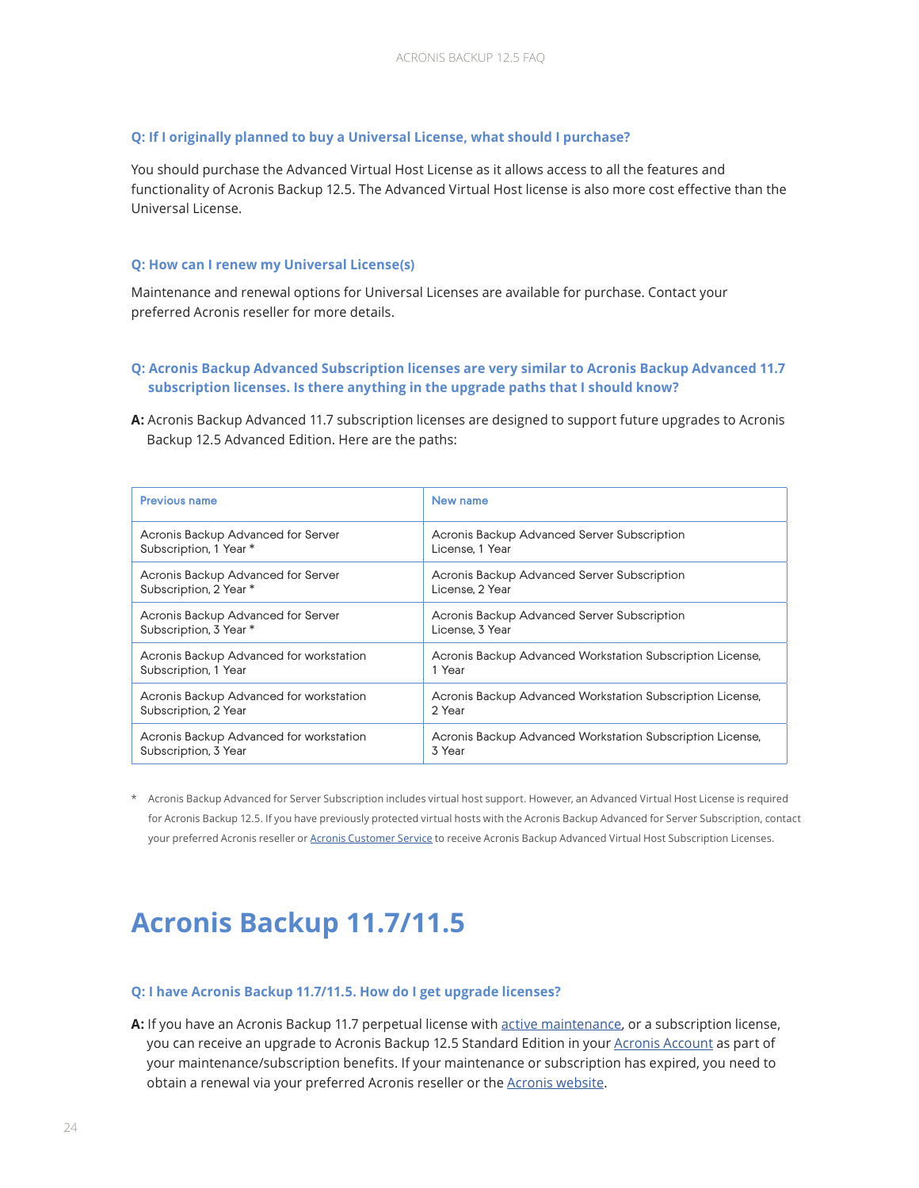### Q: If I originally planned to buy a Universal License, what should I purchase?

You should purchase the Advanced Virtual Host License as it allows access to all the features and functionality of Acronis Backup 12.5. The Advanced Virtual Host license is also more cost effective than the Universal License.

### Q: How can I renew my Universal License(s)

Maintenance and renewal options for Universal Licenses are available for purchase. Contact your preferred Acronis reseller for more details.

### Q: Acronis Backup Advanced Subscription licenses are very similar to Acronis Backup Advanced 11.7 subscription licenses. Is there anything in the upgrade paths that I should know?

**A:** Acronis Backup Advanced 11.7 subscription licenses are designed to support future upgrades to Acronis Backup 12.5 Advanced Edition. Here are the paths:

| Previous name | New name |
| --- | --- |
| Acronis Backup Advanced for Server Subscription, 1 Year * | Acronis Backup Advanced Server Subscription License, 1 Year |
| Acronis Backup Advanced for Server Subscription, 2 Year * | Acronis Backup Advanced Server Subscription License, 2 Year |
| Acronis Backup Advanced for Server Subscription, 3 Year * | Acronis Backup Advanced Server Subscription License, 3 Year |
| Acronis Backup Advanced for workstation Subscription, 1 Year | Acronis Backup Advanced Workstation Subscription License, 1 Year |
| Acronis Backup Advanced for workstation Subscription, 2 Year | Acronis Backup Advanced Workstation Subscription License, 2 Year |
| Acronis Backup Advanced for workstation Subscription, 3 Year | Acronis Backup Advanced Workstation Subscription License, 3 Year |

* Acronis Backup Advanced for Server Subscription includes virtual host support. However, an Advanced Virtual Host License is required for Acronis Backup 12.5. If you have previously protected virtual hosts with the Acronis Backup Advanced for Server Subscription, contact your preferred Acronis reseller or Acronis Customer Service to receive Acronis Backup Advanced Virtual Host Subscription Licenses.

# Acronis Backup 11.7/11.5

### Q: I have Acronis Backup 11.7/11.5. How do I get upgrade licenses?

**A:** If you have an Acronis Backup 11.7 perpetual license with active maintenance, or a subscription license, you can receive an upgrade to Acronis Backup 12.5 Standard Edition in your Acronis Account as part of your maintenance/subscription benefits. If your maintenance or subscription has expired, you need to obtain a renewal via your preferred Acronis reseller or the Acronis website.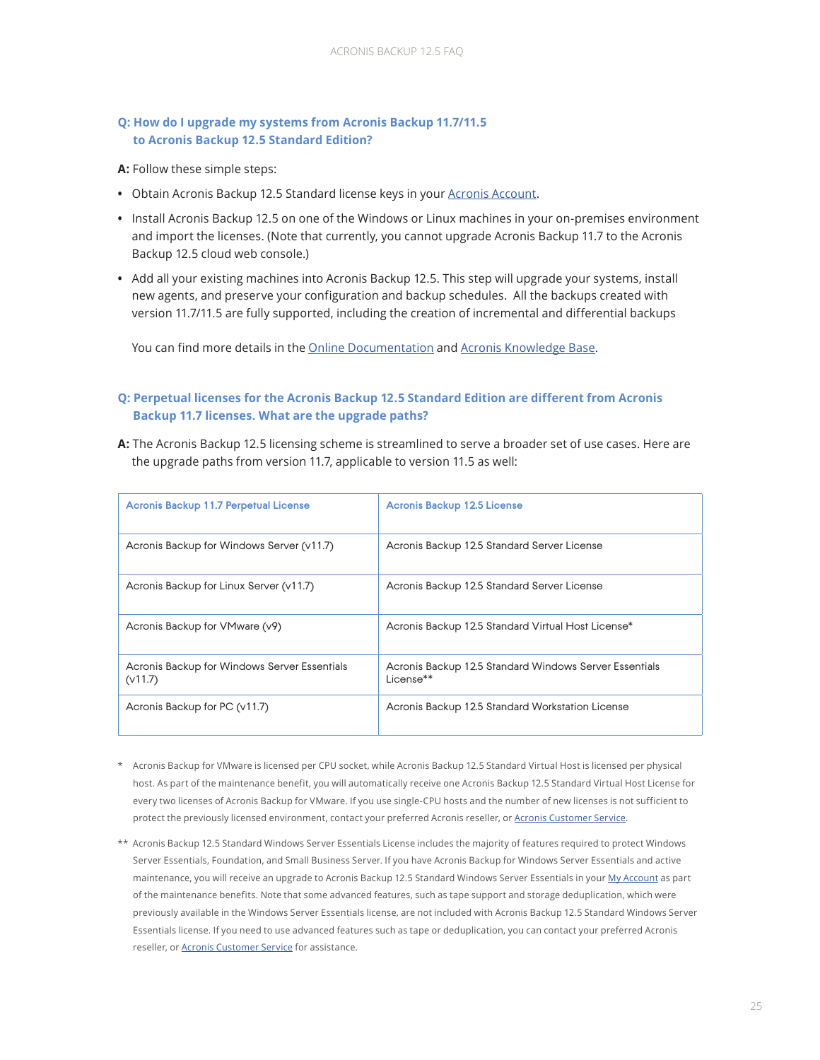### Q: How do I upgrade my systems from Acronis Backup 11.7/11.5 to Acronis Backup 12.5 Standard Edition?

**A:** Follow these simple steps:

- Obtain Acronis Backup 12.5 Standard license keys in your Acronis Account.
- Install Acronis Backup 12.5 on one of the Windows or Linux machines in your on-premises environment and import the licenses. (Note that currently, you cannot upgrade Acronis Backup 11.7 to the Acronis Backup 12.5 cloud web console.)
- Add all your existing machines into Acronis Backup 12.5. This step will upgrade your systems, install new agents, and preserve your configuration and backup schedules. All the backups created with version 11.7/11.5 are fully supported, including the creation of incremental and differential backups

  You can find more details in the Online Documentation and Acronis Knowledge Base.

### Q: Perpetual licenses for the Acronis Backup 12.5 Standard Edition are different from Acronis Backup 11.7 licenses. What are the upgrade paths?

**A:** The Acronis Backup 12.5 licensing scheme is streamlined to serve a broader set of use cases. Here are the upgrade paths from version 11.7, applicable to version 11.5 as well:

| Acronis Backup 11.7 Perpetual License | Acronis Backup 12.5 License |
|---|---|
| Acronis Backup for Windows Server (v11.7) | Acronis Backup 12.5 Standard Server License |
| Acronis Backup for Linux Server (v11.7) | Acronis Backup 12.5 Standard Server License |
| Acronis Backup for VMware (v9) | Acronis Backup 12.5 Standard Virtual Host License* |
| Acronis Backup for Windows Server Essentials (v11.7) | Acronis Backup 12.5 Standard Windows Server Essentials License** |
| Acronis Backup for PC (v11.7) | Acronis Backup 12.5 Standard Workstation License |

\* Acronis Backup for VMware is licensed per CPU socket, while Acronis Backup 12.5 Standard Virtual Host is licensed per physical host. As part of the maintenance benefit, you will automatically receive one Acronis Backup 12.5 Standard Virtual Host License for every two licenses of Acronis Backup for VMware. If you use single-CPU hosts and the number of new licenses is not sufficient to protect the previously licensed environment, contact your preferred Acronis reseller, or Acronis Customer Service.

\** Acronis Backup 12.5 Standard Windows Server Essentials License includes the majority of features required to protect Windows Server Essentials, Foundation, and Small Business Server. If you have Acronis Backup for Windows Server Essentials and active maintenance, you will receive an upgrade to Acronis Backup 12.5 Standard Windows Server Essentials in your My Account as part of the maintenance benefits. Note that some advanced features, such as tape support and storage deduplication, which were previously available in the Windows Server Essentials license, are not included with Acronis Backup 12.5 Standard Windows Server Essentials license. If you need to use advanced features such as tape or deduplication, you can contact your preferred Acronis reseller, or Acronis Customer Service for assistance.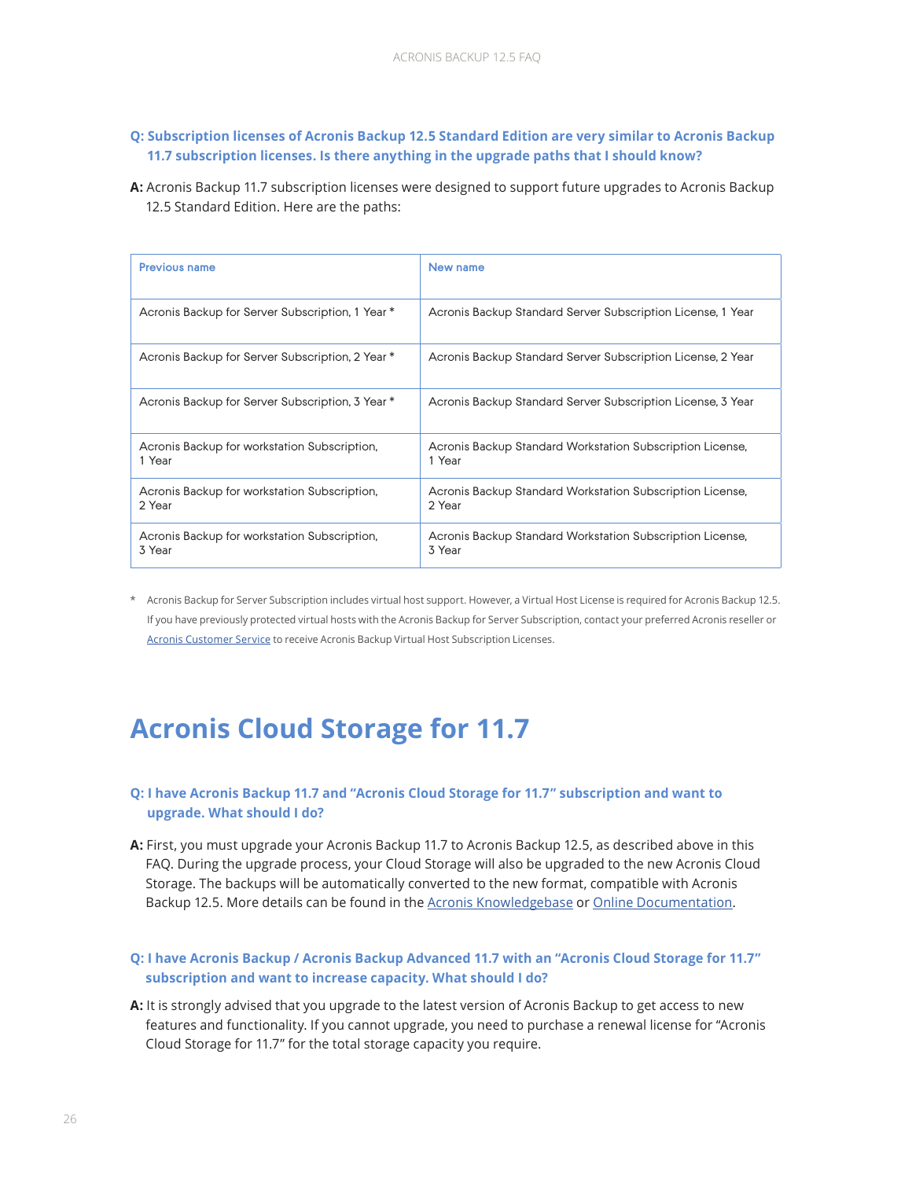**Q: Subscription licenses of Acronis Backup 12.5 Standard Edition are very similar to Acronis Backup 11.7 subscription licenses. Is there anything in the upgrade paths that I should know?**

**A:** Acronis Backup 11.7 subscription licenses were designed to support future upgrades to Acronis Backup 12.5 Standard Edition. Here are the paths:

| Previous name | New name |
| --- | --- |
| Acronis Backup for Server Subscription, 1 Year * | Acronis Backup Standard Server Subscription License, 1 Year |
| Acronis Backup for Server Subscription, 2 Year * | Acronis Backup Standard Server Subscription License, 2 Year |
| Acronis Backup for Server Subscription, 3 Year * | Acronis Backup Standard Server Subscription License, 3 Year |
| Acronis Backup for workstation Subscription, 1 Year | Acronis Backup Standard Workstation Subscription License, 1 Year |
| Acronis Backup for workstation Subscription, 2 Year | Acronis Backup Standard Workstation Subscription License, 2 Year |
| Acronis Backup for workstation Subscription, 3 Year | Acronis Backup Standard Workstation Subscription License, 3 Year |

\* Acronis Backup for Server Subscription includes virtual host support. However, a Virtual Host License is required for Acronis Backup 12.5. If you have previously protected virtual hosts with the Acronis Backup for Server Subscription, contact your preferred Acronis reseller or Acronis Customer Service to receive Acronis Backup Virtual Host Subscription Licenses.

# Acronis Cloud Storage for 11.7

**Q: I have Acronis Backup 11.7 and "Acronis Cloud Storage for 11.7" subscription and want to upgrade. What should I do?**

**A:** First, you must upgrade your Acronis Backup 11.7 to Acronis Backup 12.5, as described above in this FAQ. During the upgrade process, your Cloud Storage will also be upgraded to the new Acronis Cloud Storage. The backups will be automatically converted to the new format, compatible with Acronis Backup 12.5. More details can be found in the Acronis Knowledgebase or Online Documentation.

**Q: I have Acronis Backup / Acronis Backup Advanced 11.7 with an "Acronis Cloud Storage for 11.7" subscription and want to increase capacity. What should I do?**

**A:** It is strongly advised that you upgrade to the latest version of Acronis Backup to get access to new features and functionality. If you cannot upgrade, you need to purchase a renewal license for "Acronis Cloud Storage for 11.7" for the total storage capacity you require.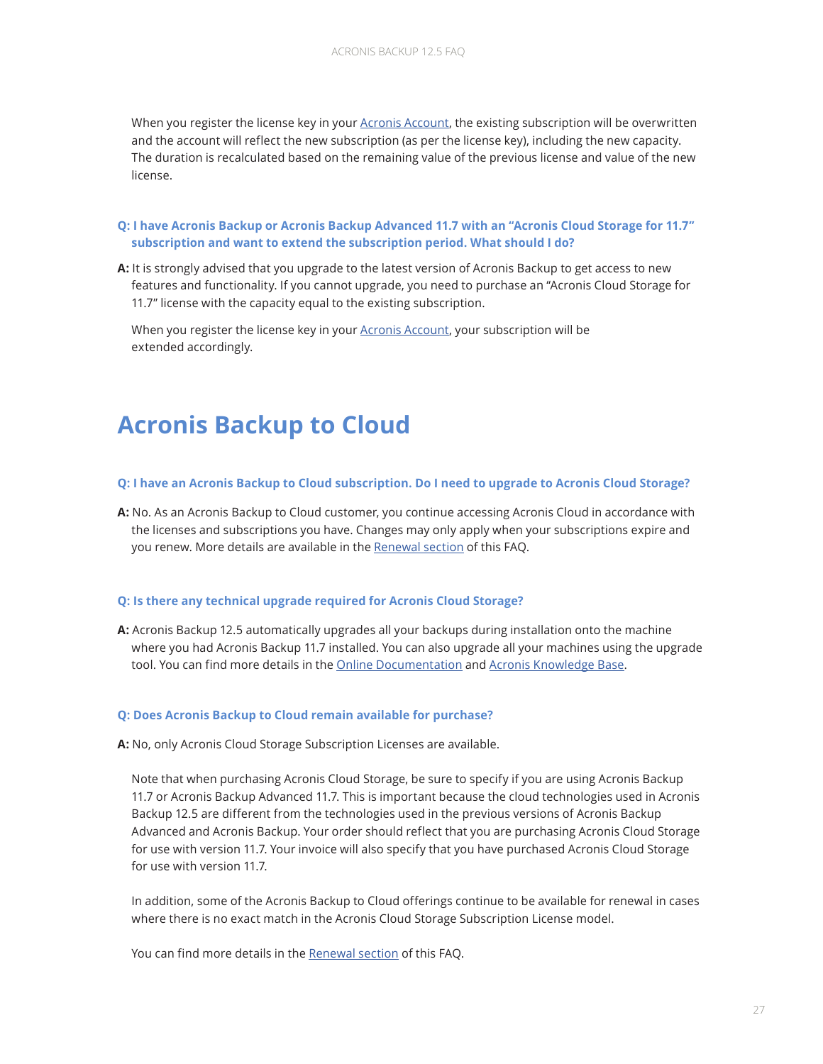When you register the license key in your [Acronis Account](), the existing subscription will be overwritten and the account will reflect the new subscription (as per the license key), including the new capacity. The duration is recalculated based on the remaining value of the previous license and value of the new license.

### Q: I have Acronis Backup or Acronis Backup Advanced 11.7 with an "Acronis Cloud Storage for 11.7" subscription and want to extend the subscription period. What should I do?

**A:** It is strongly advised that you upgrade to the latest version of Acronis Backup to get access to new features and functionality. If you cannot upgrade, you need to purchase an "Acronis Cloud Storage for 11.7" license with the capacity equal to the existing subscription.

When you register the license key in your [Acronis Account](), your subscription will be extended accordingly.

# Acronis Backup to Cloud

### Q: I have an Acronis Backup to Cloud subscription. Do I need to upgrade to Acronis Cloud Storage?

**A:** No. As an Acronis Backup to Cloud customer, you continue accessing Acronis Cloud in accordance with the licenses and subscriptions you have. Changes may only apply when your subscriptions expire and you renew. More details are available in the [Renewal section]() of this FAQ.

### Q: Is there any technical upgrade required for Acronis Cloud Storage?

**A:** Acronis Backup 12.5 automatically upgrades all your backups during installation onto the machine where you had Acronis Backup 11.7 installed. You can also upgrade all your machines using the upgrade tool. You can find more details in the [Online Documentation]() and [Acronis Knowledge Base]().

### Q: Does Acronis Backup to Cloud remain available for purchase?

**A:** No, only Acronis Cloud Storage Subscription Licenses are available.

Note that when purchasing Acronis Cloud Storage, be sure to specify if you are using Acronis Backup 11.7 or Acronis Backup Advanced 11.7. This is important because the cloud technologies used in Acronis Backup 12.5 are different from the technologies used in the previous versions of Acronis Backup Advanced and Acronis Backup. Your order should reflect that you are purchasing Acronis Cloud Storage for use with version 11.7. Your invoice will also specify that you have purchased Acronis Cloud Storage for use with version 11.7.

In addition, some of the Acronis Backup to Cloud offerings continue to be available for renewal in cases where there is no exact match in the Acronis Cloud Storage Subscription License model.

You can find more details in the [Renewal section]() of this FAQ.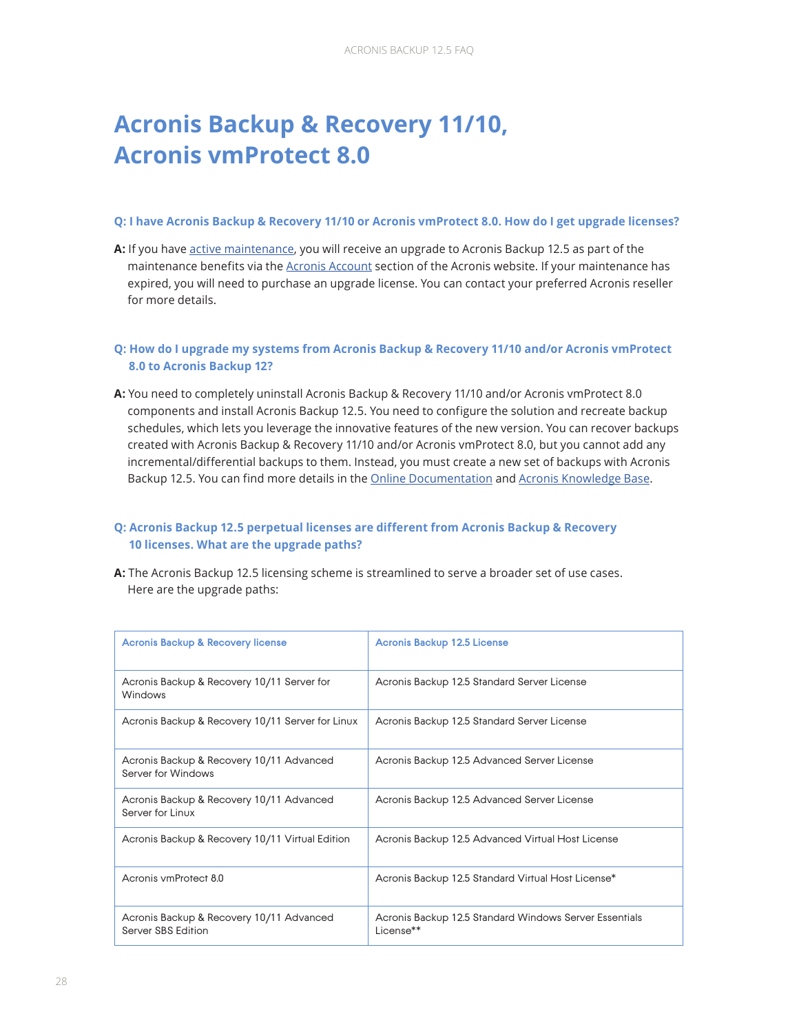# Acronis Backup & Recovery 11/10, Acronis vmProtect 8.0

**Q: I have Acronis Backup & Recovery 11/10 or Acronis vmProtect 8.0. How do I get upgrade licenses?**

**A:** If you have active maintenance, you will receive an upgrade to Acronis Backup 12.5 as part of the maintenance benefits via the Acronis Account section of the Acronis website. If your maintenance has expired, you will need to purchase an upgrade license. You can contact your preferred Acronis reseller for more details.

**Q: How do I upgrade my systems from Acronis Backup & Recovery 11/10 and/or Acronis vmProtect 8.0 to Acronis Backup 12?**

**A:** You need to completely uninstall Acronis Backup & Recovery 11/10 and/or Acronis vmProtect 8.0 components and install Acronis Backup 12.5. You need to configure the solution and recreate backup schedules, which lets you leverage the innovative features of the new version. You can recover backups created with Acronis Backup & Recovery 11/10 and/or Acronis vmProtect 8.0, but you cannot add any incremental/differential backups to them. Instead, you must create a new set of backups with Acronis Backup 12.5. You can find more details in the Online Documentation and Acronis Knowledge Base.

**Q: Acronis Backup 12.5 perpetual licenses are different from Acronis Backup & Recovery 10 licenses. What are the upgrade paths?**

**A:** The Acronis Backup 12.5 licensing scheme is streamlined to serve a broader set of use cases. Here are the upgrade paths:

| Acronis Backup & Recovery license | Acronis Backup 12.5 License |
| --- | --- |
| Acronis Backup & Recovery 10/11 Server for Windows | Acronis Backup 12.5 Standard Server License |
| Acronis Backup & Recovery 10/11 Server for Linux | Acronis Backup 12.5 Standard Server License |
| Acronis Backup & Recovery 10/11 Advanced Server for Windows | Acronis Backup 12.5 Advanced Server License |
| Acronis Backup & Recovery 10/11 Advanced Server for Linux | Acronis Backup 12.5 Advanced Server License |
| Acronis Backup & Recovery 10/11 Virtual Edition | Acronis Backup 12.5 Advanced Virtual Host License |
| Acronis vmProtect 8.0 | Acronis Backup 12.5 Standard Virtual Host License* |
| Acronis Backup & Recovery 10/11 Advanced Server SBS Edition | Acronis Backup 12.5 Standard Windows Server Essentials License** |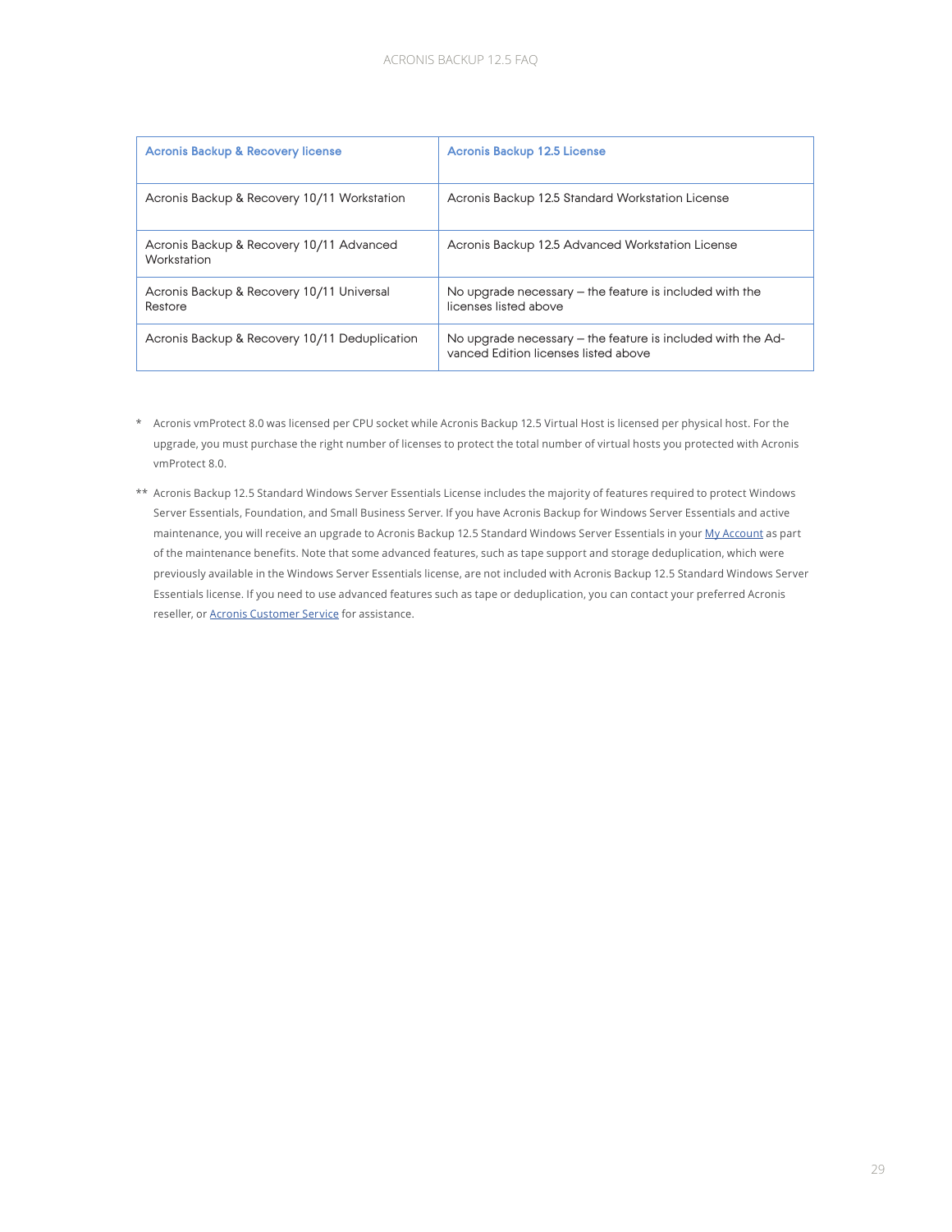| Acronis Backup & Recovery license | Acronis Backup 12.5 License |
| --- | --- |
| Acronis Backup & Recovery 10/11 Workstation | Acronis Backup 12.5 Standard Workstation License |
| Acronis Backup & Recovery 10/11 Advanced Workstation | Acronis Backup 12.5 Advanced Workstation License |
| Acronis Backup & Recovery 10/11 Universal Restore | No upgrade necessary – the feature is included with the licenses listed above |
| Acronis Backup & Recovery 10/11 Deduplication | No upgrade necessary – the feature is included with the Advanced Edition licenses listed above |

\* Acronis vmProtect 8.0 was licensed per CPU socket while Acronis Backup 12.5 Virtual Host is licensed per physical host. For the upgrade, you must purchase the right number of licenses to protect the total number of virtual hosts you protected with Acronis vmProtect 8.0.

\*\* Acronis Backup 12.5 Standard Windows Server Essentials License includes the majority of features required to protect Windows Server Essentials, Foundation, and Small Business Server. If you have Acronis Backup for Windows Server Essentials and active maintenance, you will receive an upgrade to Acronis Backup 12.5 Standard Windows Server Essentials in your My Account as part of the maintenance benefits. Note that some advanced features, such as tape support and storage deduplication, which were previously available in the Windows Server Essentials license, are not included with Acronis Backup 12.5 Standard Windows Server Essentials license. If you need to use advanced features such as tape or deduplication, you can contact your preferred Acronis reseller, or Acronis Customer Service for assistance.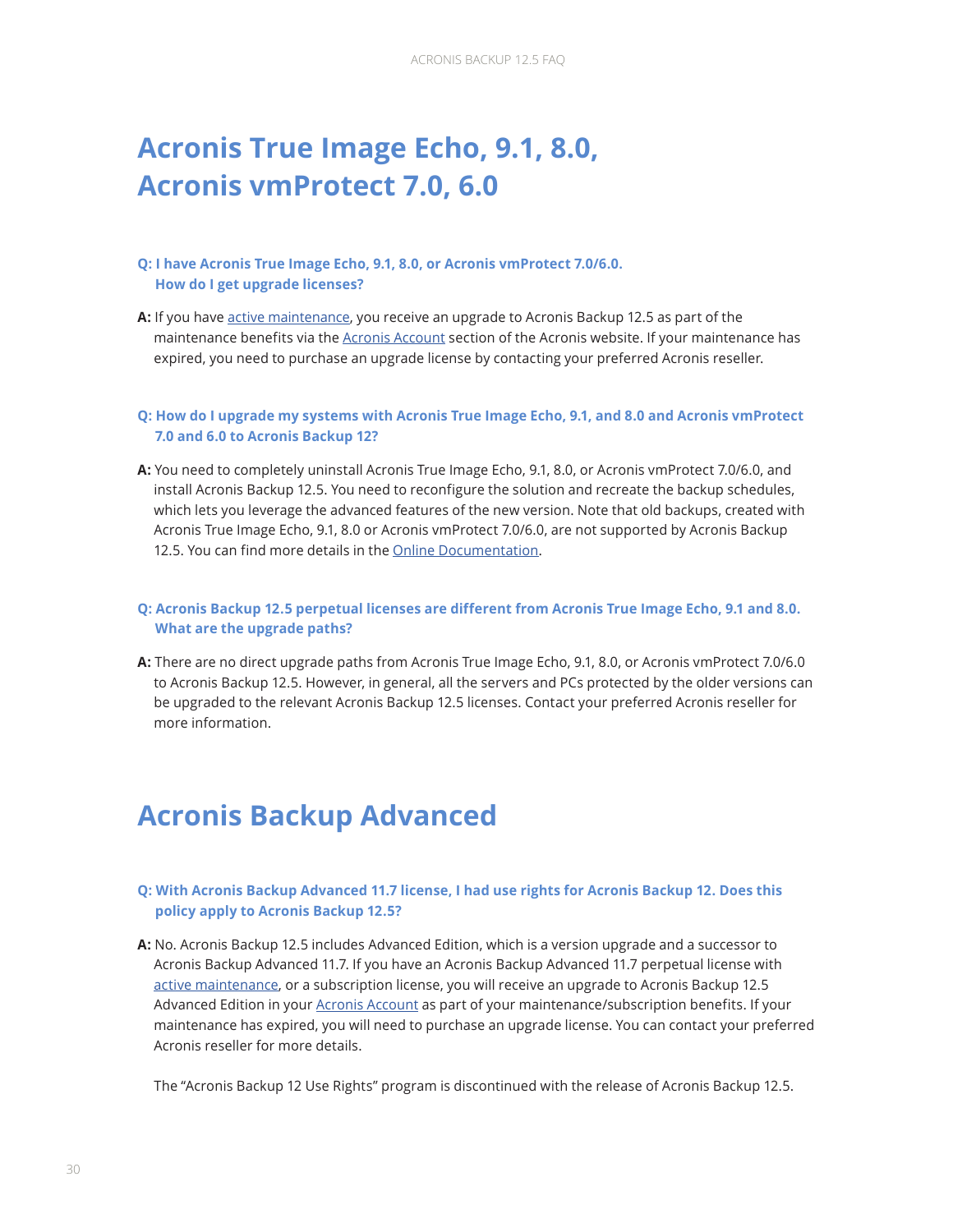# Acronis True Image Echo, 9.1, 8.0, Acronis vmProtect 7.0, 6.0

**Q: I have Acronis True Image Echo, 9.1, 8.0, or Acronis vmProtect 7.0/6.0. How do I get upgrade licenses?**

**A:** If you have active maintenance, you receive an upgrade to Acronis Backup 12.5 as part of the maintenance benefits via the Acronis Account section of the Acronis website. If your maintenance has expired, you need to purchase an upgrade license by contacting your preferred Acronis reseller.

**Q: How do I upgrade my systems with Acronis True Image Echo, 9.1, and 8.0 and Acronis vmProtect 7.0 and 6.0 to Acronis Backup 12?**

**A:** You need to completely uninstall Acronis True Image Echo, 9.1, 8.0, or Acronis vmProtect 7.0/6.0, and install Acronis Backup 12.5. You need to reconfigure the solution and recreate the backup schedules, which lets you leverage the advanced features of the new version. Note that old backups, created with Acronis True Image Echo, 9.1, 8.0 or Acronis vmProtect 7.0/6.0, are not supported by Acronis Backup 12.5. You can find more details in the Online Documentation.

**Q: Acronis Backup 12.5 perpetual licenses are different from Acronis True Image Echo, 9.1 and 8.0. What are the upgrade paths?**

**A:** There are no direct upgrade paths from Acronis True Image Echo, 9.1, 8.0, or Acronis vmProtect 7.0/6.0 to Acronis Backup 12.5. However, in general, all the servers and PCs protected by the older versions can be upgraded to the relevant Acronis Backup 12.5 licenses. Contact your preferred Acronis reseller for more information.

# Acronis Backup Advanced

**Q: With Acronis Backup Advanced 11.7 license, I had use rights for Acronis Backup 12. Does this policy apply to Acronis Backup 12.5?**

**A:** No. Acronis Backup 12.5 includes Advanced Edition, which is a version upgrade and a successor to Acronis Backup Advanced 11.7. If you have an Acronis Backup Advanced 11.7 perpetual license with active maintenance, or a subscription license, you will receive an upgrade to Acronis Backup 12.5 Advanced Edition in your Acronis Account as part of your maintenance/subscription benefits. If your maintenance has expired, you will need to purchase an upgrade license. You can contact your preferred Acronis reseller for more details.

The "Acronis Backup 12 Use Rights" program is discontinued with the release of Acronis Backup 12.5.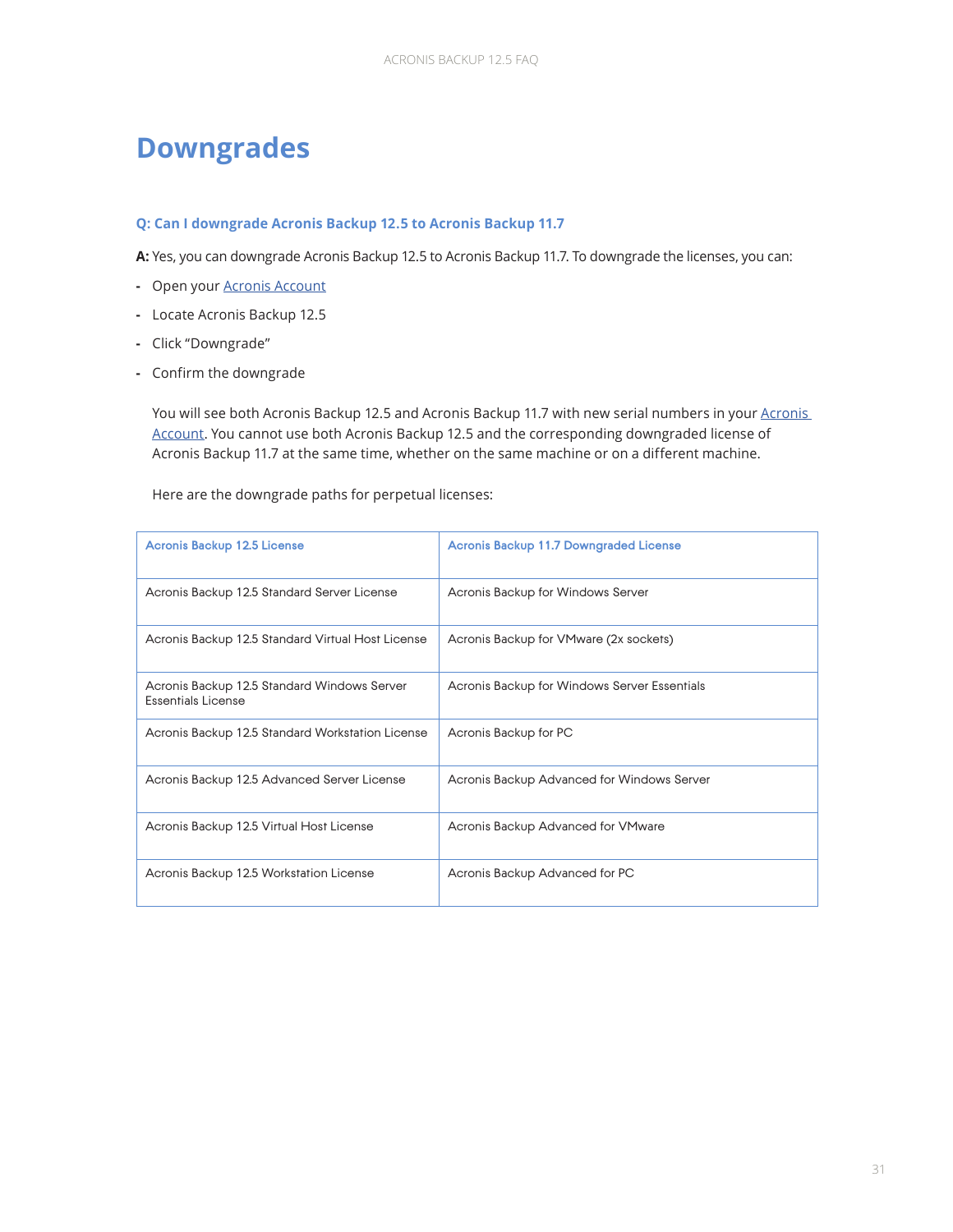# Downgrades

### Q: Can I downgrade Acronis Backup 12.5 to Acronis Backup 11.7

**A:** Yes, you can downgrade Acronis Backup 12.5 to Acronis Backup 11.7. To downgrade the licenses, you can:

- Open your Acronis Account
- Locate Acronis Backup 12.5
- Click "Downgrade"
- Confirm the downgrade

You will see both Acronis Backup 12.5 and Acronis Backup 11.7 with new serial numbers in your Acronis Account. You cannot use both Acronis Backup 12.5 and the corresponding downgraded license of Acronis Backup 11.7 at the same time, whether on the same machine or on a different machine.

Here are the downgrade paths for perpetual licenses:

| Acronis Backup 12.5 License | Acronis Backup 11.7 Downgraded License |
|---|---|
| Acronis Backup 12.5 Standard Server License | Acronis Backup for Windows Server |
| Acronis Backup 12.5 Standard Virtual Host License | Acronis Backup for VMware (2x sockets) |
| Acronis Backup 12.5 Standard Windows Server Essentials License | Acronis Backup for Windows Server Essentials |
| Acronis Backup 12.5 Standard Workstation License | Acronis Backup for PC |
| Acronis Backup 12.5 Advanced Server License | Acronis Backup Advanced for Windows Server |
| Acronis Backup 12.5 Virtual Host License | Acronis Backup Advanced for VMware |
| Acronis Backup 12.5 Workstation License | Acronis Backup Advanced for PC |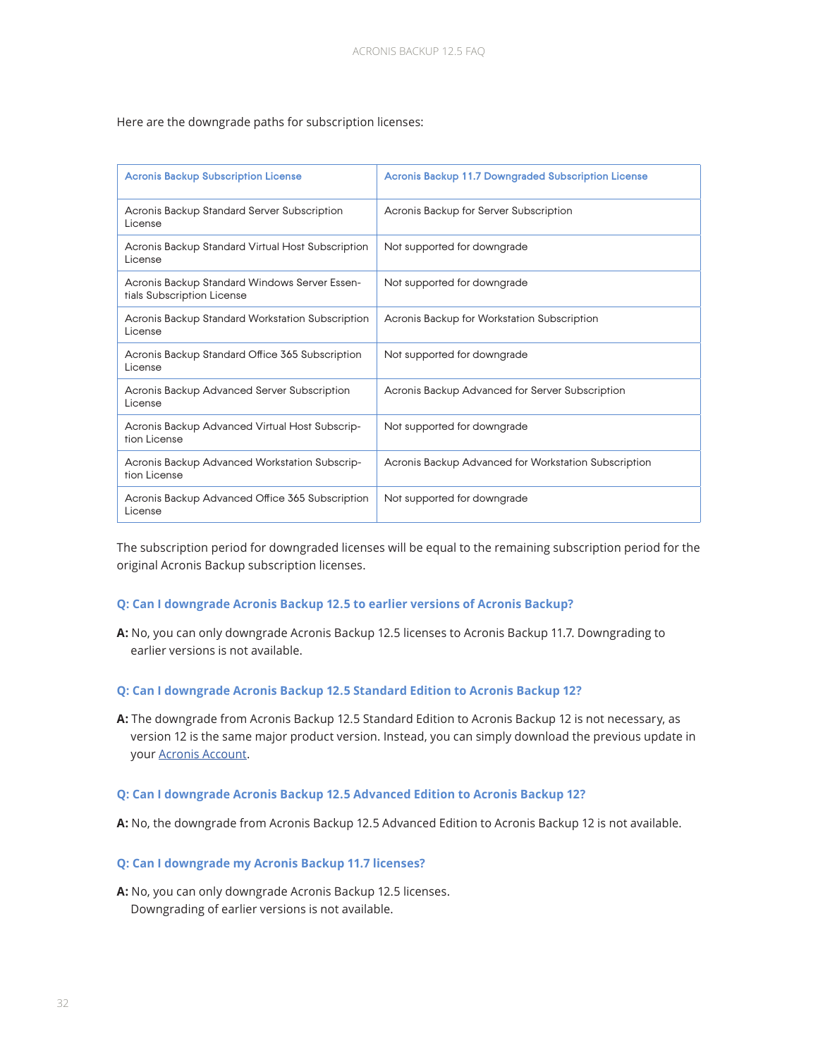Here are the downgrade paths for subscription licenses:

| Acronis Backup Subscription License | Acronis Backup 11.7 Downgraded Subscription License |
| --- | --- |
| Acronis Backup Standard Server Subscription License | Acronis Backup for Server Subscription |
| Acronis Backup Standard Virtual Host Subscription License | Not supported for downgrade |
| Acronis Backup Standard Windows Server Essentials Subscription License | Not supported for downgrade |
| Acronis Backup Standard Workstation Subscription License | Acronis Backup for Workstation Subscription |
| Acronis Backup Standard Office 365 Subscription License | Not supported for downgrade |
| Acronis Backup Advanced Server Subscription License | Acronis Backup Advanced for Server Subscription |
| Acronis Backup Advanced Virtual Host Subscription License | Not supported for downgrade |
| Acronis Backup Advanced Workstation Subscription License | Acronis Backup Advanced for Workstation Subscription |
| Acronis Backup Advanced Office 365 Subscription License | Not supported for downgrade |

The subscription period for downgraded licenses will be equal to the remaining subscription period for the original Acronis Backup subscription licenses.

### Q: Can I downgrade Acronis Backup 12.5 to earlier versions of Acronis Backup?

**A:** No, you can only downgrade Acronis Backup 12.5 licenses to Acronis Backup 11.7. Downgrading to earlier versions is not available.

### Q: Can I downgrade Acronis Backup 12.5 Standard Edition to Acronis Backup 12?

**A:** The downgrade from Acronis Backup 12.5 Standard Edition to Acronis Backup 12 is not necessary, as version 12 is the same major product version. Instead, you can simply download the previous update in your Acronis Account.

### Q: Can I downgrade Acronis Backup 12.5 Advanced Edition to Acronis Backup 12?

**A:** No, the downgrade from Acronis Backup 12.5 Advanced Edition to Acronis Backup 12 is not available.

### Q: Can I downgrade my Acronis Backup 11.7 licenses?

**A:** No, you can only downgrade Acronis Backup 12.5 licenses.
Downgrading of earlier versions is not available.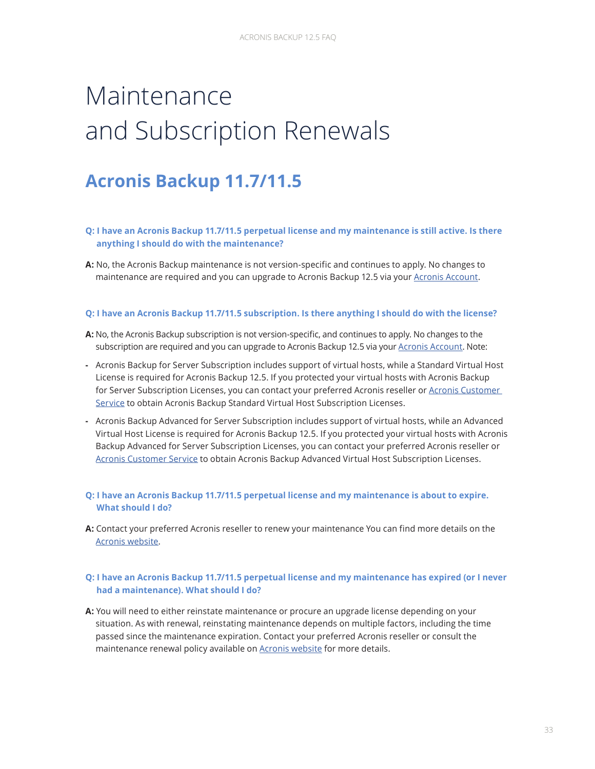# Maintenance and Subscription Renewals

## Acronis Backup 11.7/11.5

**Q: I have an Acronis Backup 11.7/11.5 perpetual license and my maintenance is still active. Is there anything I should do with the maintenance?**

**A:** No, the Acronis Backup maintenance is not version-specific and continues to apply. No changes to maintenance are required and you can upgrade to Acronis Backup 12.5 via your Acronis Account.

**Q: I have an Acronis Backup 11.7/11.5 subscription. Is there anything I should do with the license?**

**A:** No, the Acronis Backup subscription is not version-specific, and continues to apply. No changes to the subscription are required and you can upgrade to Acronis Backup 12.5 via your Acronis Account. Note:

- Acronis Backup for Server Subscription includes support of virtual hosts, while a Standard Virtual Host License is required for Acronis Backup 12.5. If you protected your virtual hosts with Acronis Backup for Server Subscription Licenses, you can contact your preferred Acronis reseller or Acronis Customer Service to obtain Acronis Backup Standard Virtual Host Subscription Licenses.
- Acronis Backup Advanced for Server Subscription includes support of virtual hosts, while an Advanced Virtual Host License is required for Acronis Backup 12.5. If you protected your virtual hosts with Acronis Backup Advanced for Server Subscription Licenses, you can contact your preferred Acronis reseller or Acronis Customer Service to obtain Acronis Backup Advanced Virtual Host Subscription Licenses.

**Q: I have an Acronis Backup 11.7/11.5 perpetual license and my maintenance is about to expire. What should I do?**

**A:** Contact your preferred Acronis reseller to renew your maintenance You can find more details on the Acronis website.

**Q: I have an Acronis Backup 11.7/11.5 perpetual license and my maintenance has expired (or I never had a maintenance). What should I do?**

**A:** You will need to either reinstate maintenance or procure an upgrade license depending on your situation. As with renewal, reinstating maintenance depends on multiple factors, including the time passed since the maintenance expiration. Contact your preferred Acronis reseller or consult the maintenance renewal policy available on Acronis website for more details.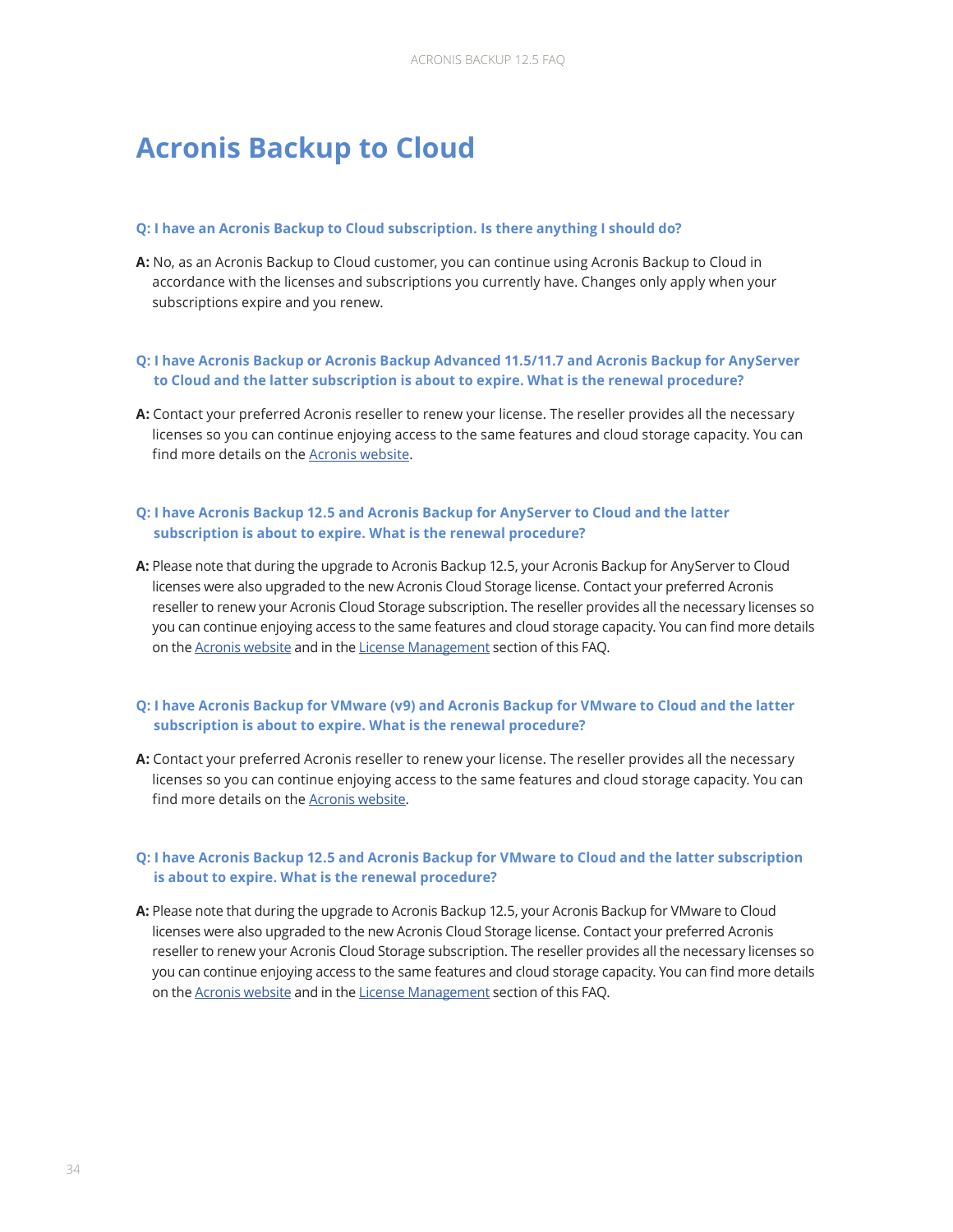# Acronis Backup to Cloud

**Q: I have an Acronis Backup to Cloud subscription. Is there anything I should do?**

**A:** No, as an Acronis Backup to Cloud customer, you can continue using Acronis Backup to Cloud in accordance with the licenses and subscriptions you currently have. Changes only apply when your subscriptions expire and you renew.

**Q: I have Acronis Backup or Acronis Backup Advanced 11.5/11.7 and Acronis Backup for AnyServer to Cloud and the latter subscription is about to expire. What is the renewal procedure?**

**A:** Contact your preferred Acronis reseller to renew your license. The reseller provides all the necessary licenses so you can continue enjoying access to the same features and cloud storage capacity. You can find more details on the Acronis website.

**Q: I have Acronis Backup 12.5 and Acronis Backup for AnyServer to Cloud and the latter subscription is about to expire. What is the renewal procedure?**

**A:** Please note that during the upgrade to Acronis Backup 12.5, your Acronis Backup for AnyServer to Cloud licenses were also upgraded to the new Acronis Cloud Storage license. Contact your preferred Acronis reseller to renew your Acronis Cloud Storage subscription. The reseller provides all the necessary licenses so you can continue enjoying access to the same features and cloud storage capacity. You can find more details on the Acronis website and in the License Management section of this FAQ.

**Q: I have Acronis Backup for VMware (v9) and Acronis Backup for VMware to Cloud and the latter subscription is about to expire. What is the renewal procedure?**

**A:** Contact your preferred Acronis reseller to renew your license. The reseller provides all the necessary licenses so you can continue enjoying access to the same features and cloud storage capacity. You can find more details on the Acronis website.

**Q: I have Acronis Backup 12.5 and Acronis Backup for VMware to Cloud and the latter subscription is about to expire. What is the renewal procedure?**

**A:** Please note that during the upgrade to Acronis Backup 12.5, your Acronis Backup for VMware to Cloud licenses were also upgraded to the new Acronis Cloud Storage license. Contact your preferred Acronis reseller to renew your Acronis Cloud Storage subscription. The reseller provides all the necessary licenses so you can continue enjoying access to the same features and cloud storage capacity. You can find more details on the Acronis website and in the License Management section of this FAQ.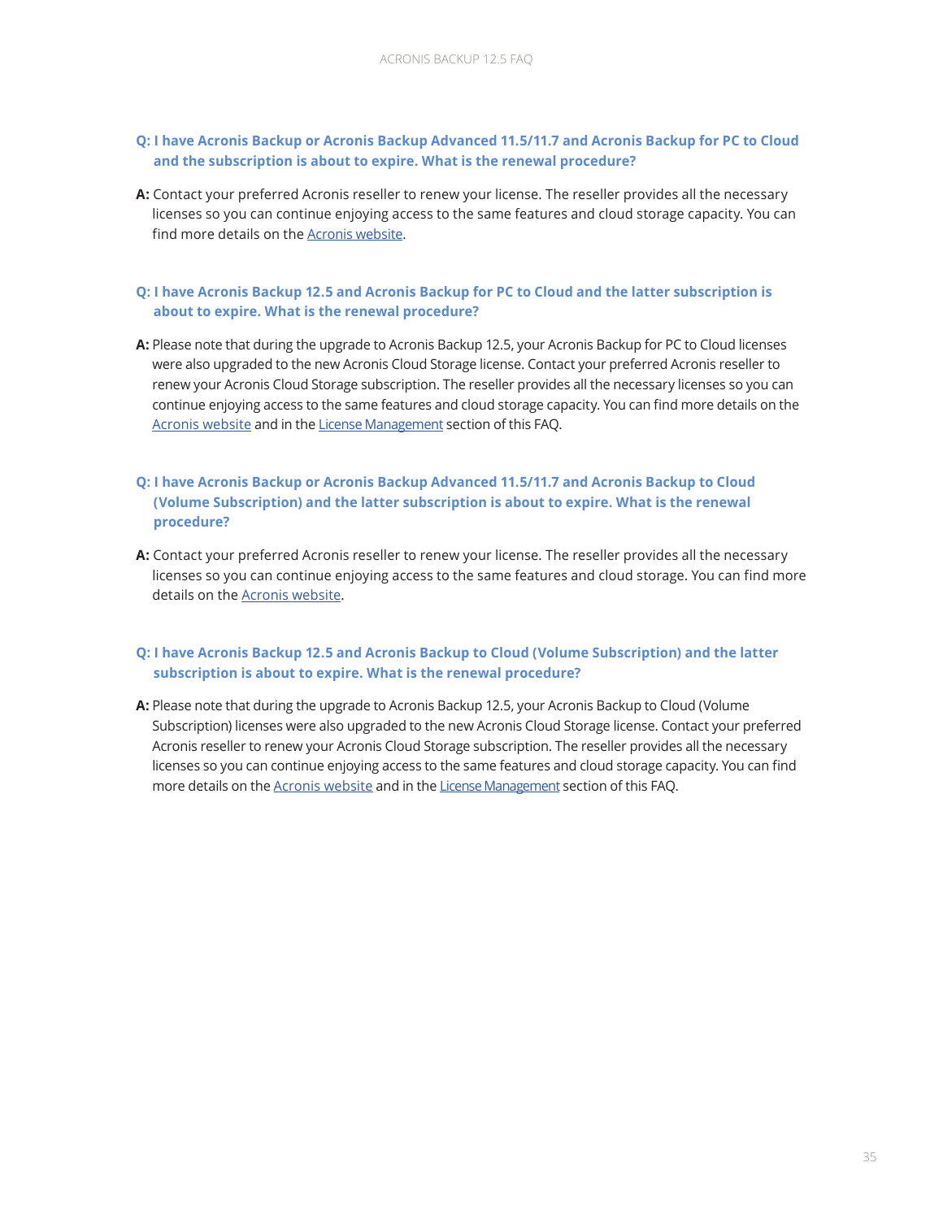**Q: I have Acronis Backup or Acronis Backup Advanced 11.5/11.7 and Acronis Backup for PC to Cloud and the subscription is about to expire. What is the renewal procedure?**

**A:** Contact your preferred Acronis reseller to renew your license. The reseller provides all the necessary licenses so you can continue enjoying access to the same features and cloud storage capacity. You can find more details on the Acronis website.

**Q: I have Acronis Backup 12.5 and Acronis Backup for PC to Cloud and the latter subscription is about to expire. What is the renewal procedure?**

**A:** Please note that during the upgrade to Acronis Backup 12.5, your Acronis Backup for PC to Cloud licenses were also upgraded to the new Acronis Cloud Storage license. Contact your preferred Acronis reseller to renew your Acronis Cloud Storage subscription. The reseller provides all the necessary licenses so you can continue enjoying access to the same features and cloud storage capacity. You can find more details on the Acronis website and in the License Management section of this FAQ.

**Q: I have Acronis Backup or Acronis Backup Advanced 11.5/11.7 and Acronis Backup to Cloud (Volume Subscription) and the latter subscription is about to expire. What is the renewal procedure?**

**A:** Contact your preferred Acronis reseller to renew your license. The reseller provides all the necessary licenses so you can continue enjoying access to the same features and cloud storage. You can find more details on the Acronis website.

**Q: I have Acronis Backup 12.5 and Acronis Backup to Cloud (Volume Subscription) and the latter subscription is about to expire. What is the renewal procedure?**

**A:** Please note that during the upgrade to Acronis Backup 12.5, your Acronis Backup to Cloud (Volume Subscription) licenses were also upgraded to the new Acronis Cloud Storage license. Contact your preferred Acronis reseller to renew your Acronis Cloud Storage subscription. The reseller provides all the necessary licenses so you can continue enjoying access to the same features and cloud storage capacity. You can find more details on the Acronis website and in the License Management section of this FAQ.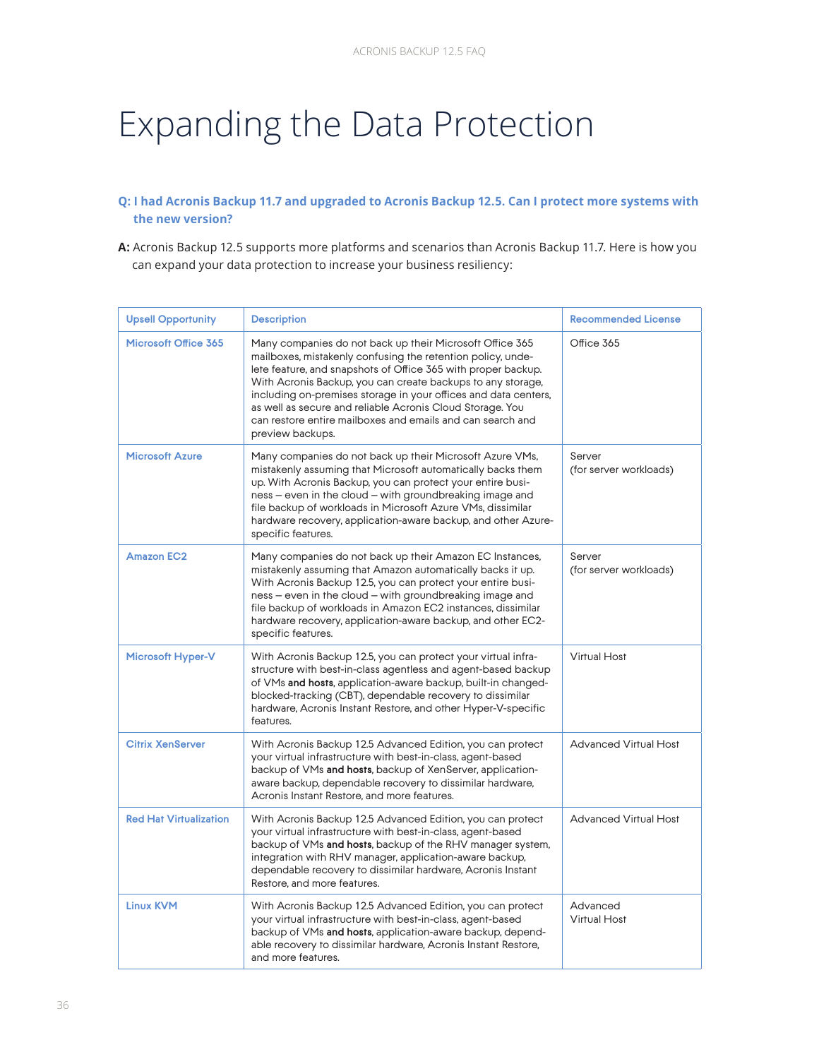# Expanding the Data Protection

**Q: I had Acronis Backup 11.7 and upgraded to Acronis Backup 12.5. Can I protect more systems with the new version?**

**A:** Acronis Backup 12.5 supports more platforms and scenarios than Acronis Backup 11.7. Here is how you can expand your data protection to increase your business resiliency:

| Upsell Opportunity | Description | Recommended License |
|---|---|---|
| Microsoft Office 365 | Many companies do not back up their Microsoft Office 365 mailboxes, mistakenly confusing the retention policy, undelete feature, and snapshots of Office 365 with proper backup. With Acronis Backup, you can create backups to any storage, including on-premises storage in your offices and data centers, as well as secure and reliable Acronis Cloud Storage. You can restore entire mailboxes and emails and can search and preview backups. | Office 365 |
| Microsoft Azure | Many companies do not back up their Microsoft Azure VMs, mistakenly assuming that Microsoft automatically backs them up. With Acronis Backup, you can protect your entire business – even in the cloud – with groundbreaking image and file backup of workloads in Microsoft Azure VMs, dissimilar hardware recovery, application-aware backup, and other Azure-specific features. | Server (for server workloads) |
| Amazon EC2 | Many companies do not back up their Amazon EC Instances, mistakenly assuming that Amazon automatically backs it up. With Acronis Backup 12.5, you can protect your entire business – even in the cloud – with groundbreaking image and file backup of workloads in Amazon EC2 instances, dissimilar hardware recovery, application-aware backup, and other EC2-specific features. | Server (for server workloads) |
| Microsoft Hyper-V | With Acronis Backup 12.5, you can protect your virtual infrastructure with best-in-class agentless and agent-based backup of VMs **and hosts**, application-aware backup, built-in changed-blocked-tracking (CBT), dependable recovery to dissimilar hardware, Acronis Instant Restore, and other Hyper-V-specific features. | Virtual Host |
| Citrix XenServer | With Acronis Backup 12.5 Advanced Edition, you can protect your virtual infrastructure with best-in-class, agent-based backup of VMs **and hosts**, backup of XenServer, application-aware backup, dependable recovery to dissimilar hardware, Acronis Instant Restore, and more features. | Advanced Virtual Host |
| Red Hat Virtualization | With Acronis Backup 12.5 Advanced Edition, you can protect your virtual infrastructure with best-in-class, agent-based backup of VMs **and hosts**, backup of the RHV manager system, integration with RHV manager, application-aware backup, dependable recovery to dissimilar hardware, Acronis Instant Restore, and more features. | Advanced Virtual Host |
| Linux KVM | With Acronis Backup 12.5 Advanced Edition, you can protect your virtual infrastructure with best-in-class, agent-based backup of VMs **and hosts**, application-aware backup, dependable recovery to dissimilar hardware, Acronis Instant Restore, and more features. | Advanced Virtual Host |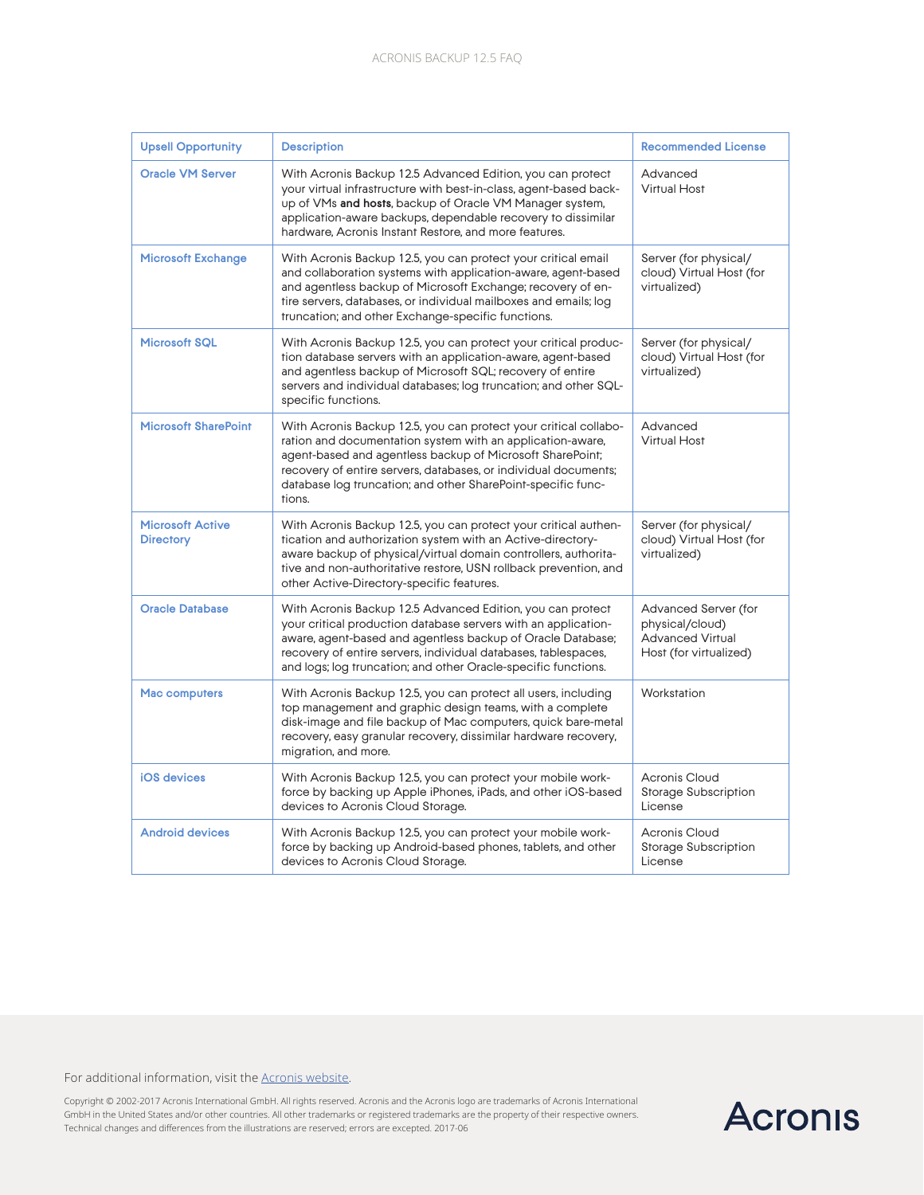| Upsell Opportunity | Description | Recommended License |
|---|---|---|
| Oracle VM Server | With Acronis Backup 12.5 Advanced Edition, you can protect your virtual infrastructure with best-in-class, agent-based backup of VMs **and hosts**, backup of Oracle VM Manager system, application-aware backups, dependable recovery to dissimilar hardware, Acronis Instant Restore, and more features. | Advanced Virtual Host |
| Microsoft Exchange | With Acronis Backup 12.5, you can protect your critical email and collaboration systems with application-aware, agent-based and agentless backup of Microsoft Exchange; recovery of entire servers, databases, or individual mailboxes and emails; log truncation; and other Exchange-specific functions. | Server (for physical/ cloud) Virtual Host (for virtualized) |
| Microsoft SQL | With Acronis Backup 12.5, you can protect your critical production database servers with an application-aware, agent-based and agentless backup of Microsoft SQL; recovery of entire servers and individual databases; log truncation; and other SQL-specific functions. | Server (for physical/ cloud) Virtual Host (for virtualized) |
| Microsoft SharePoint | With Acronis Backup 12.5, you can protect your critical collaboration and documentation system with an application-aware, agent-based and agentless backup of Microsoft SharePoint; recovery of entire servers, databases, or individual documents; database log truncation; and other SharePoint-specific functions. | Advanced Virtual Host |
| Microsoft Active Directory | With Acronis Backup 12.5, you can protect your critical authentication and authorization system with an Active-directory-aware backup of physical/virtual domain controllers, authoritative and non-authoritative restore, USN rollback prevention, and other Active-Directory-specific features. | Server (for physical/ cloud) Virtual Host (for virtualized) |
| Oracle Database | With Acronis Backup 12.5 Advanced Edition, you can protect your critical production database servers with an application-aware, agent-based and agentless backup of Oracle Database; recovery of entire servers, individual databases, tablespaces, and logs; log truncation; and other Oracle-specific functions. | Advanced Server (for physical/cloud) Advanced Virtual Host (for virtualized) |
| Mac computers | With Acronis Backup 12.5, you can protect all users, including top management and graphic design teams, with a complete disk-image and file backup of Mac computers, quick bare-metal recovery, easy granular recovery, dissimilar hardware recovery, migration, and more. | Workstation |
| iOS devices | With Acronis Backup 12.5, you can protect your mobile workforce by backing up Apple iPhones, iPads, and other iOS-based devices to Acronis Cloud Storage. | Acronis Cloud Storage Subscription License |
| Android devices | With Acronis Backup 12.5, you can protect your mobile workforce by backing up Android-based phones, tablets, and other devices to Acronis Cloud Storage. | Acronis Cloud Storage Subscription License |

For additional information, visit the [Acronis website](Acronis website).

Copyright © 2002-2017 Acronis International GmbH. All rights reserved. Acronis and the Acronis logo are trademarks of Acronis International GmbH in the United States and/or other countries. All other trademarks or registered trademarks are the property of their respective owners. Technical changes and differences from the illustrations are reserved; errors are excepted. 2017-06

Acronis